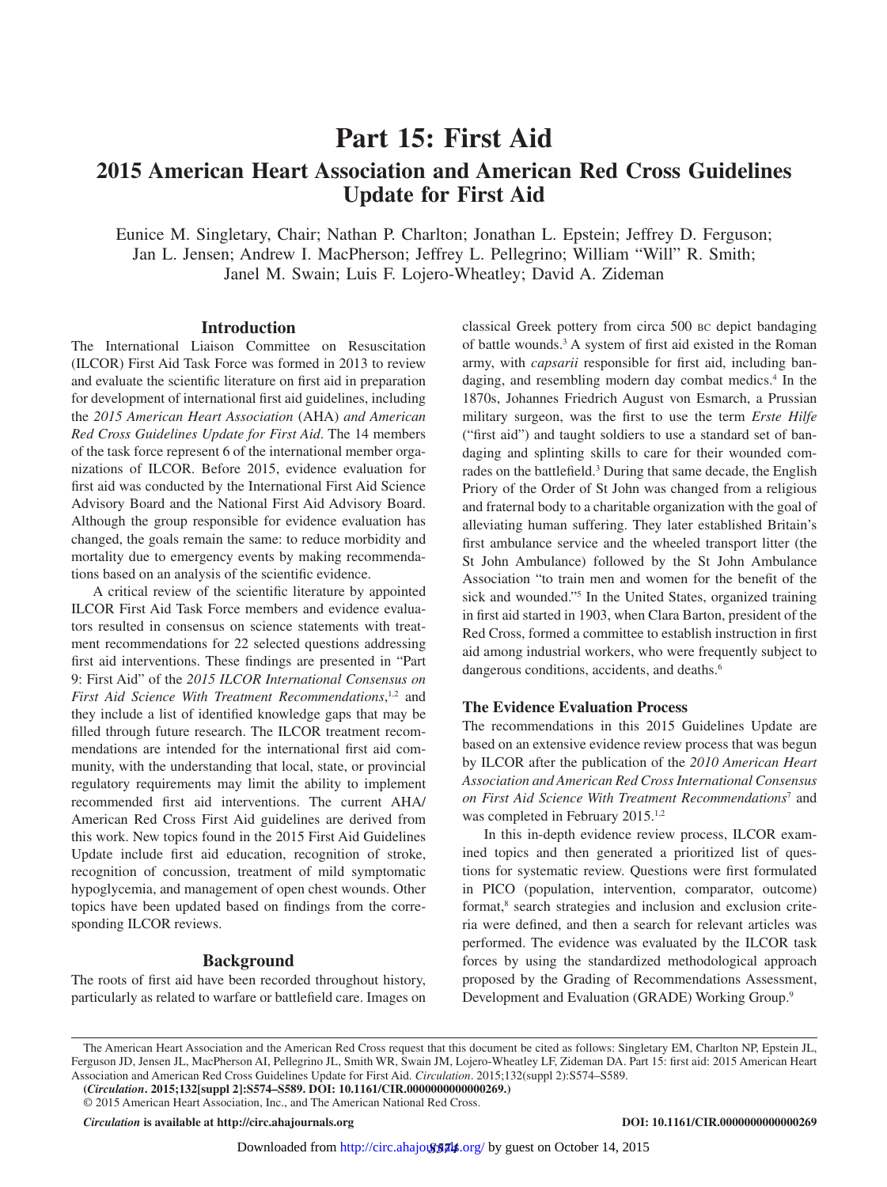# Part 15: First Aid

## 2015 American Heart Association and American Red Cross Guidelines Update for First Aid

Eunice M. Singletary, Chair; Nathan P. Charlton; Jonathan L. Epstein; Jeffrey D. Ferguson; Jan L. Jensen; Andrew I. MacPherson; Jeffrey L. Pellegrino; William "Will" R. Smith; Janel M. Swain; Luis F. Lojero-Wheatley; David A. Zideman

## Introduction

The International Liaison Committee on Resuscitation (ILCOR) First Aid Task Force was formed in 2013 to review and evaluate the scientific literature on first aid in preparation for development of international first aid guidelines, including the *2015 American Heart Association* (AHA) *and American Red Cross Guidelines Update for First Aid*. The 14 members of the task force represent 6 of the international member organizations of ILCOR. Before 2015, evidence evaluation for first aid was conducted by the International First Aid Science Advisory Board and the National First Aid Advisory Board. Although the group responsible for evidence evaluation has changed, the goals remain the same: to reduce morbidity and mortality due to emergency events by making recommendations based on an analysis of the scientific evidence.

A critical review of the scientific literature by appointed ILCOR First Aid Task Force members and evidence evaluators resulted in consensus on science statements with treatment recommendations for 22 selected questions addressing first aid interventions. These findings are presented in "Part 9: First Aid" of the *2015 ILCOR International Consensus on First Aid Science With Treatment Recommendations*,[1,2] and they include a list of identified knowledge gaps that may be filled through future research. The ILCOR treatment recommendations are intended for the international first aid community, with the understanding that local, state, or provincial regulatory requirements may limit the ability to implement recommended first aid interventions. The current AHA/American Red Cross First Aid guidelines are derived from this work. New topics found in the 2015 First Aid Guidelines Update include first aid education, recognition of stroke, recognition of concussion, treatment of mild symptomatic hypoglycemia, and management of open chest wounds. Other topics have been updated based on findings from the corresponding ILCOR reviews.

## Background

The roots of first aid have been recorded throughout history, particularly as related to warfare or battlefield care. Images on classical Greek pottery from circa 500 BC depict bandaging of battle wounds.[3] A system of first aid existed in the Roman army, with *capsarii* responsible for first aid, including bandaging, and resembling modern day combat medics.[4] In the 1870s, Johannes Friedrich August von Esmarch, a Prussian military surgeon, was the first to use the term *Erste Hilfe* ("first aid") and taught soldiers to use a standard set of bandaging and splinting skills to care for their wounded comrades on the battlefield.[3] During that same decade, the English Priory of the Order of St John was changed from a religious and fraternal body to a charitable organization with the goal of alleviating human suffering. They later established Britain's first ambulance service and the wheeled transport litter (the St John Ambulance) followed by the St John Ambulance Association "to train men and women for the benefit of the sick and wounded."[5] In the United States, organized training in first aid started in 1903, when Clara Barton, president of the Red Cross, formed a committee to establish instruction in first aid among industrial workers, who were frequently subject to dangerous conditions, accidents, and deaths.[6]

### The Evidence Evaluation Process

The recommendations in this 2015 Guidelines Update are based on an extensive evidence review process that was begun by ILCOR after the publication of the *2010 American Heart Association and American Red Cross International Consensus on First Aid Science With Treatment Recommendations*[7] and was completed in February 2015.[1,2]

In this in-depth evidence review process, ILCOR examined topics and then generated a prioritized list of questions for systematic review. Questions were first formulated in PICO (population, intervention, comparator, outcome) format,[8] search strategies and inclusion and exclusion criteria were defined, and then a search for relevant articles was performed. The evidence was evaluated by the ILCOR task forces by using the standardized methodological approach proposed by the Grading of Recommendations Assessment, Development and Evaluation (GRADE) Working Group.[9]

---

The American Heart Association and the American Red Cross request that this document be cited as follows: Singletary EM, Charlton NP, Epstein JL, Ferguson JD, Jensen JL, MacPherson AI, Pellegrino JL, Smith WR, Swain JM, Lojero-Wheatley LF, Zideman DA. Part 15: first aid: 2015 American Heart Association and American Red Cross Guidelines Update for First Aid. *Circulation*. 2015;132(suppl 2):S574–S589.

(*Circulation***. 2015;132[suppl 2]:S574–S589. DOI: 10.1161/CIR.0000000000000269.)**

© 2015 American Heart Association, Inc., and The American National Red Cross.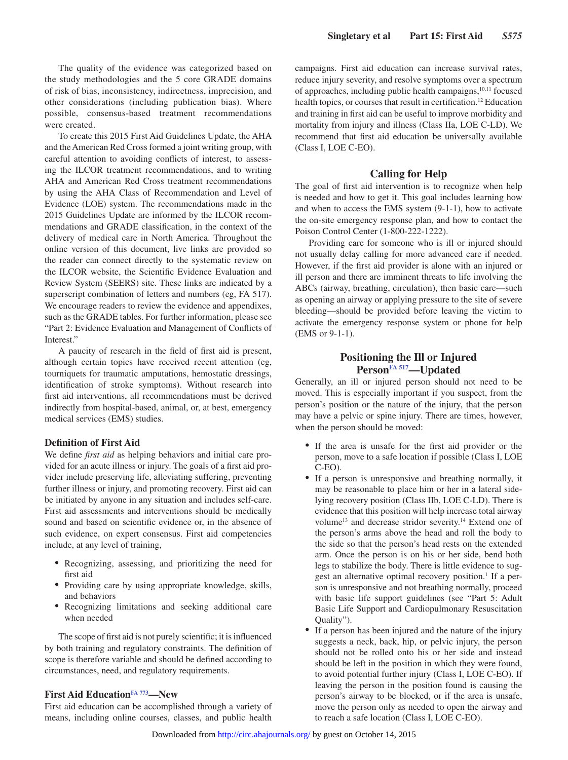The quality of the evidence was categorized based on the study methodologies and the 5 core GRADE domains of risk of bias, inconsistency, indirectness, imprecision, and other considerations (including publication bias). Where possible, consensus-based treatment recommendations were created.

To create this 2015 First Aid Guidelines Update, the AHA and the American Red Cross formed a joint writing group, with careful attention to avoiding conflicts of interest, to assessing the ILCOR treatment recommendations, and to writing AHA and American Red Cross treatment recommendations by using the AHA Class of Recommendation and Level of Evidence (LOE) system. The recommendations made in the 2015 Guidelines Update are informed by the ILCOR recommendations and GRADE classification, in the context of the delivery of medical care in North America. Throughout the online version of this document, live links are provided so the reader can connect directly to the systematic review on the ILCOR website, the Scientific Evidence Evaluation and Review System (SEERS) site. These links are indicated by a superscript combination of letters and numbers (eg, FA 517). We encourage readers to review the evidence and appendixes, such as the GRADE tables. For further information, please see "Part 2: Evidence Evaluation and Management of Conflicts of Interest."

A paucity of research in the field of first aid is present, although certain topics have received recent attention (eg, tourniquets for traumatic amputations, hemostatic dressings, identification of stroke symptoms). Without research into first aid interventions, all recommendations must be derived indirectly from hospital-based, animal, or, at best, emergency medical services (EMS) studies.

### Definition of First Aid

We define *first aid* as helping behaviors and initial care provided for an acute illness or injury. The goals of a first aid provider include preserving life, alleviating suffering, preventing further illness or injury, and promoting recovery. First aid can be initiated by anyone in any situation and includes self-care. First aid assessments and interventions should be medically sound and based on scientific evidence or, in the absence of such evidence, on expert consensus. First aid competencies include, at any level of training,

- Recognizing, assessing, and prioritizing the need for first aid
- Providing care by using appropriate knowledge, skills, and behaviors
- Recognizing limitations and seeking additional care when needed

The scope of first aid is not purely scientific; it is influenced by both training and regulatory constraints. The definition of scope is therefore variable and should be defined according to circumstances, need, and regulatory requirements.

### First Aid Education[FA 773]—New

First aid education can be accomplished through a variety of means, including online courses, classes, and public health campaigns. First aid education can increase survival rates, reduce injury severity, and resolve symptoms over a spectrum of approaches, including public health campaigns,[10,11] focused health topics, or courses that result in certification.[12] Education and training in first aid can be useful to improve morbidity and mortality from injury and illness (Class IIa, LOE C-LD). We recommend that first aid education be universally available (Class I, LOE C-EO).

## Calling for Help

The goal of first aid intervention is to recognize when help is needed and how to get it. This goal includes learning how and when to access the EMS system (9-1-1), how to activate the on-site emergency response plan, and how to contact the Poison Control Center (1-800-222-1222).

Providing care for someone who is ill or injured should not usually delay calling for more advanced care if needed. However, if the first aid provider is alone with an injured or ill person and there are imminent threats to life involving the ABCs (airway, breathing, circulation), then basic care—such as opening an airway or applying pressure to the site of severe bleeding—should be provided before leaving the victim to activate the emergency response system or phone for help (EMS or 9-1-1).

## Positioning the Ill or Injured Person[FA 517]—Updated

Generally, an ill or injured person should not need to be moved. This is especially important if you suspect, from the person's position or the nature of the injury, that the person may have a pelvic or spine injury. There are times, however, when the person should be moved:

- If the area is unsafe for the first aid provider or the person, move to a safe location if possible (Class I, LOE C-EO).
- If a person is unresponsive and breathing normally, it may be reasonable to place him or her in a lateral side-lying recovery position (Class IIb, LOE C-LD). There is evidence that this position will help increase total airway volume[13] and decrease stridor severity.[14] Extend one of the person's arms above the head and roll the body to the side so that the person's head rests on the extended arm. Once the person is on his or her side, bend both legs to stabilize the body. There is little evidence to suggest an alternative optimal recovery position.[1] If a person is unresponsive and not breathing normally, proceed with basic life support guidelines (see "Part 5: Adult Basic Life Support and Cardiopulmonary Resuscitation Quality").
- If a person has been injured and the nature of the injury suggests a neck, back, hip, or pelvic injury, the person should not be rolled onto his or her side and instead should be left in the position in which they were found, to avoid potential further injury (Class I, LOE C-EO). If leaving the person in the position found is causing the person's airway to be blocked, or if the area is unsafe, move the person only as needed to open the airway and to reach a safe location (Class I, LOE C-EO).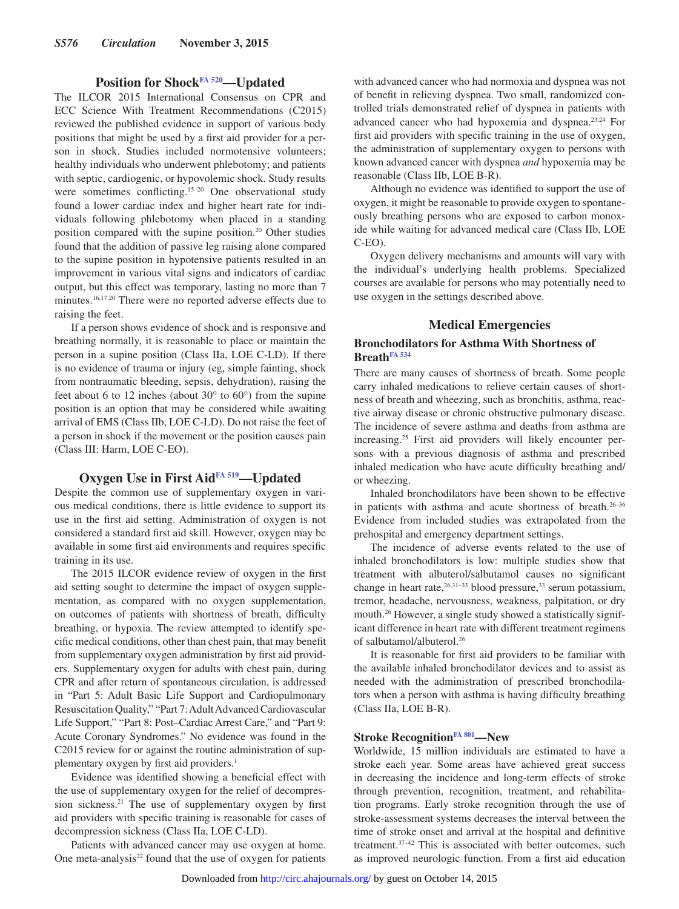## Position for Shock[FA 520]—Updated

The ILCOR 2015 International Consensus on CPR and ECC Science With Treatment Recommendations (C2015) reviewed the published evidence in support of various body positions that might be used by a first aid provider for a person in shock. Studies included normotensive volunteers; healthy individuals who underwent phlebotomy; and patients with septic, cardiogenic, or hypovolemic shock. Study results were sometimes conflicting.[15–20] One observational study found a lower cardiac index and higher heart rate for individuals following phlebotomy when placed in a standing position compared with the supine position.[20] Other studies found that the addition of passive leg raising alone compared to the supine position in hypotensive patients resulted in an improvement in various vital signs and indicators of cardiac output, but this effect was temporary, lasting no more than 7 minutes.[16,17,20] There were no reported adverse effects due to raising the feet.

If a person shows evidence of shock and is responsive and breathing normally, it is reasonable to place or maintain the person in a supine position (Class IIa, LOE C-LD). If there is no evidence of trauma or injury (eg, simple fainting, shock from nontraumatic bleeding, sepsis, dehydration), raising the feet about 6 to 12 inches (about 30° to 60°) from the supine position is an option that may be considered while awaiting arrival of EMS (Class IIb, LOE C-LD). Do not raise the feet of a person in shock if the movement or the position causes pain (Class III: Harm, LOE C-EO).

## Oxygen Use in First Aid[FA 519]—Updated

Despite the common use of supplementary oxygen in various medical conditions, there is little evidence to support its use in the first aid setting. Administration of oxygen is not considered a standard first aid skill. However, oxygen may be available in some first aid environments and requires specific training in its use.

The 2015 ILCOR evidence review of oxygen in the first aid setting sought to determine the impact of oxygen supplementation, as compared with no oxygen supplementation, on outcomes of patients with shortness of breath, difficulty breathing, or hypoxia. The review attempted to identify specific medical conditions, other than chest pain, that may benefit from supplementary oxygen administration by first aid providers. Supplementary oxygen for adults with chest pain, during CPR and after return of spontaneous circulation, is addressed in "Part 5: Adult Basic Life Support and Cardiopulmonary Resuscitation Quality," "Part 7: Adult Advanced Cardiovascular Life Support," "Part 8: Post–Cardiac Arrest Care," and "Part 9: Acute Coronary Syndromes." No evidence was found in the C2015 review for or against the routine administration of supplementary oxygen by first aid providers.[1]

Evidence was identified showing a beneficial effect with the use of supplementary oxygen for the relief of decompression sickness.[21] The use of supplementary oxygen by first aid providers with specific training is reasonable for cases of decompression sickness (Class IIa, LOE C-LD).

Patients with advanced cancer may use oxygen at home. One meta-analysis[22] found that the use of oxygen for patients with advanced cancer who had normoxia and dyspnea was not of benefit in relieving dyspnea. Two small, randomized controlled trials demonstrated relief of dyspnea in patients with advanced cancer who had hypoxemia and dyspnea.[23,24] For first aid providers with specific training in the use of oxygen, the administration of supplementary oxygen to persons with known advanced cancer with dyspnea *and* hypoxemia may be reasonable (Class IIb, LOE B-R).

Although no evidence was identified to support the use of oxygen, it might be reasonable to provide oxygen to spontaneously breathing persons who are exposed to carbon monoxide while waiting for advanced medical care (Class IIb, LOE C-EO).

Oxygen delivery mechanisms and amounts will vary with the individual's underlying health problems. Specialized courses are available for persons who may potentially need to use oxygen in the settings described above.

## Medical Emergencies

### Bronchodilators for Asthma With Shortness of Breath[FA 534]

There are many causes of shortness of breath. Some people carry inhaled medications to relieve certain causes of shortness of breath and wheezing, such as bronchitis, asthma, reactive airway disease or chronic obstructive pulmonary disease. The incidence of severe asthma and deaths from asthma are increasing.[25] First aid providers will likely encounter persons with a previous diagnosis of asthma and prescribed inhaled medication who have acute difficulty breathing and/or wheezing.

Inhaled bronchodilators have been shown to be effective in patients with asthma and acute shortness of breath.[26–36] Evidence from included studies was extrapolated from the prehospital and emergency department settings.

The incidence of adverse events related to the use of inhaled bronchodilators is low: multiple studies show that treatment with albuterol/salbutamol causes no significant change in heart rate,[26,31–33] blood pressure,[33] serum potassium, tremor, headache, nervousness, weakness, palpitation, or dry mouth.[26] However, a single study showed a statistically significant difference in heart rate with different treatment regimens of salbutamol/albuterol.[26]

It is reasonable for first aid providers to be familiar with the available inhaled bronchodilator devices and to assist as needed with the administration of prescribed bronchodilators when a person with asthma is having difficulty breathing (Class IIa, LOE B-R).

### Stroke Recognition[FA 801]—New

Worldwide, 15 million individuals are estimated to have a stroke each year. Some areas have achieved great success in decreasing the incidence and long-term effects of stroke through prevention, recognition, treatment, and rehabilitation programs. Early stroke recognition through the use of stroke-assessment systems decreases the interval between the time of stroke onset and arrival at the hospital and definitive treatment.[37–42] This is associated with better outcomes, such as improved neurologic function. From a first aid education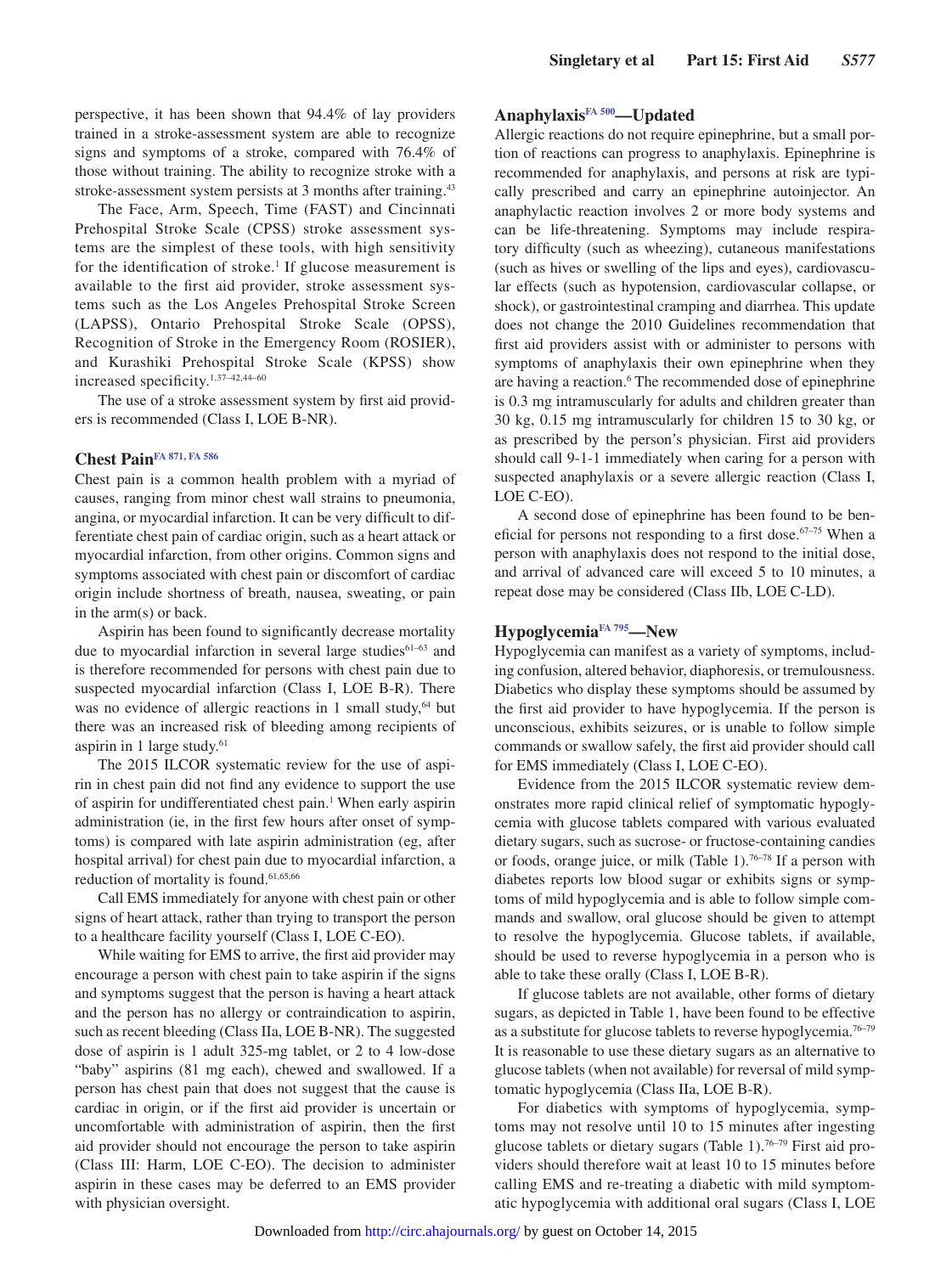perspective, it has been shown that 94.4% of lay providers trained in a stroke-assessment system are able to recognize signs and symptoms of a stroke, compared with 76.4% of those without training. The ability to recognize stroke with a stroke-assessment system persists at 3 months after training.[43]

The Face, Arm, Speech, Time (FAST) and Cincinnati Prehospital Stroke Scale (CPSS) stroke assessment systems are the simplest of these tools, with high sensitivity for the identification of stroke.[1] If glucose measurement is available to the first aid provider, stroke assessment systems such as the Los Angeles Prehospital Stroke Screen (LAPSS), Ontario Prehospital Stroke Scale (OPSS), Recognition of Stroke in the Emergency Room (ROSIER), and Kurashiki Prehospital Stroke Scale (KPSS) show increased specificity.[1,37–42,44–60]

The use of a stroke assessment system by first aid providers is recommended (Class I, LOE B-NR).

## Chest Pain[FA 871, FA 586]

Chest pain is a common health problem with a myriad of causes, ranging from minor chest wall strains to pneumonia, angina, or myocardial infarction. It can be very difficult to differentiate chest pain of cardiac origin, such as a heart attack or myocardial infarction, from other origins. Common signs and symptoms associated with chest pain or discomfort of cardiac origin include shortness of breath, nausea, sweating, or pain in the arm(s) or back.

Aspirin has been found to significantly decrease mortality due to myocardial infarction in several large studies[61–63] and is therefore recommended for persons with chest pain due to suspected myocardial infarction (Class I, LOE B-R). There was no evidence of allergic reactions in 1 small study,[64] but there was an increased risk of bleeding among recipients of aspirin in 1 large study.[61]

The 2015 ILCOR systematic review for the use of aspirin in chest pain did not find any evidence to support the use of aspirin for undifferentiated chest pain.[1] When early aspirin administration (ie, in the first few hours after onset of symptoms) is compared with late aspirin administration (eg, after hospital arrival) for chest pain due to myocardial infarction, a reduction of mortality is found.[61,65,66]

Call EMS immediately for anyone with chest pain or other signs of heart attack, rather than trying to transport the person to a healthcare facility yourself (Class I, LOE C-EO).

While waiting for EMS to arrive, the first aid provider may encourage a person with chest pain to take aspirin if the signs and symptoms suggest that the person is having a heart attack and the person has no allergy or contraindication to aspirin, such as recent bleeding (Class IIa, LOE B-NR). The suggested dose of aspirin is 1 adult 325-mg tablet, or 2 to 4 low-dose "baby" aspirins (81 mg each), chewed and swallowed. If a person has chest pain that does not suggest that the cause is cardiac in origin, or if the first aid provider is uncertain or uncomfortable with administration of aspirin, then the first aid provider should not encourage the person to take aspirin (Class III: Harm, LOE C-EO). The decision to administer aspirin in these cases may be deferred to an EMS provider with physician oversight.

## Anaphylaxis[FA 500]—Updated

Allergic reactions do not require epinephrine, but a small portion of reactions can progress to anaphylaxis. Epinephrine is recommended for anaphylaxis, and persons at risk are typically prescribed and carry an epinephrine autoinjector. An anaphylactic reaction involves 2 or more body systems and can be life-threatening. Symptoms may include respiratory difficulty (such as wheezing), cutaneous manifestations (such as hives or swelling of the lips and eyes), cardiovascular effects (such as hypotension, cardiovascular collapse, or shock), or gastrointestinal cramping and diarrhea. This update does not change the 2010 Guidelines recommendation that first aid providers assist with or administer to persons with symptoms of anaphylaxis their own epinephrine when they are having a reaction.[6] The recommended dose of epinephrine is 0.3 mg intramuscularly for adults and children greater than 30 kg, 0.15 mg intramuscularly for children 15 to 30 kg, or as prescribed by the person's physician. First aid providers should call 9-1-1 immediately when caring for a person with suspected anaphylaxis or a severe allergic reaction (Class I, LOE C-EO).

A second dose of epinephrine has been found to be beneficial for persons not responding to a first dose.[67–75] When a person with anaphylaxis does not respond to the initial dose, and arrival of advanced care will exceed 5 to 10 minutes, a repeat dose may be considered (Class IIb, LOE C-LD).

## Hypoglycemia[FA 795]—New

Hypoglycemia can manifest as a variety of symptoms, including confusion, altered behavior, diaphoresis, or tremulousness. Diabetics who display these symptoms should be assumed by the first aid provider to have hypoglycemia. If the person is unconscious, exhibits seizures, or is unable to follow simple commands or swallow safely, the first aid provider should call for EMS immediately (Class I, LOE C-EO).

Evidence from the 2015 ILCOR systematic review demonstrates more rapid clinical relief of symptomatic hypoglycemia with glucose tablets compared with various evaluated dietary sugars, such as sucrose- or fructose-containing candies or foods, orange juice, or milk (Table 1).[76–78] If a person with diabetes reports low blood sugar or exhibits signs or symptoms of mild hypoglycemia and is able to follow simple commands and swallow, oral glucose should be given to attempt to resolve the hypoglycemia. Glucose tablets, if available, should be used to reverse hypoglycemia in a person who is able to take these orally (Class I, LOE B-R).

If glucose tablets are not available, other forms of dietary sugars, as depicted in Table 1, have been found to be effective as a substitute for glucose tablets to reverse hypoglycemia.[76–79] It is reasonable to use these dietary sugars as an alternative to glucose tablets (when not available) for reversal of mild symptomatic hypoglycemia (Class IIa, LOE B-R).

For diabetics with symptoms of hypoglycemia, symptoms may not resolve until 10 to 15 minutes after ingesting glucose tablets or dietary sugars (Table 1).[76–79] First aid providers should therefore wait at least 10 to 15 minutes before calling EMS and re-treating a diabetic with mild symptomatic hypoglycemia with additional oral sugars (Class I, LOE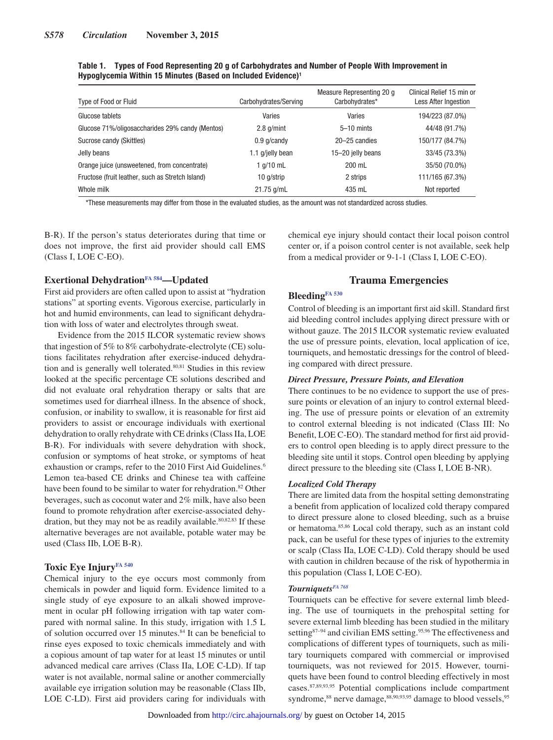**Table 1. Types of Food Representing 20 g of Carbohydrates and Number of People With Improvement in Hypoglycemia Within 15 Minutes (Based on Included Evidence)[1]**

| Type of Food or Fluid | Carbohydrates/Serving | Measure Representing 20 g Carbohydrates* | Clinical Relief 15 min or Less After Ingestion |
|---|---|---|---|
| Glucose tablets | Varies | Varies | 194/223 (87.0%) |
| Glucose 71%/oligosaccharides 29% candy (Mentos) | 2.8 g/mint | 5–10 mints | 44/48 (91.7%) |
| Sucrose candy (Skittles) | 0.9 g/candy | 20–25 candies | 150/177 (84.7%) |
| Jelly beans | 1.1 g/jelly bean | 15–20 jelly beans | 33/45 (73.3%) |
| Orange juice (unsweetened, from concentrate) | 1 g/10 mL | 200 mL | 35/50 (70.0%) |
| Fructose (fruit leather, such as Stretch Island) | 10 g/strip | 2 strips | 111/165 (67.3%) |
| Whole milk | 21.75 g/mL | 435 mL | Not reported |

*These measurements may differ from those in the evaluated studies, as the amount was not standardized across studies.

B-R). If the person's status deteriorates during that time or does not improve, the first aid provider should call EMS (Class I, LOE C-EO).

### Exertional Dehydration[FA 584]—Updated

First aid providers are often called upon to assist at "hydration stations" at sporting events. Vigorous exercise, particularly in hot and humid environments, can lead to significant dehydration with loss of water and electrolytes through sweat.

Evidence from the 2015 ILCOR systematic review shows that ingestion of 5% to 8% carbohydrate-electrolyte (CE) solutions facilitates rehydration after exercise-induced dehydration and is generally well tolerated.[80,81] Studies in this review looked at the specific percentage CE solutions described and did not evaluate oral rehydration therapy or salts that are sometimes used for diarrheal illness. In the absence of shock, confusion, or inability to swallow, it is reasonable for first aid providers to assist or encourage individuals with exertional dehydration to orally rehydrate with CE drinks (Class IIa, LOE B-R). For individuals with severe dehydration with shock, confusion or symptoms of heat stroke, or symptoms of heat exhaustion or cramps, refer to the 2010 First Aid Guidelines.[6] Lemon tea-based CE drinks and Chinese tea with caffeine have been found to be similar to water for rehydration.[82] Other beverages, such as coconut water and 2% milk, have also been found to promote rehydration after exercise-associated dehydration, but they may not be as readily available.[80,82,83] If these alternative beverages are not available, potable water may be used (Class IIb, LOE B-R).

### Toxic Eye Injury[FA 540]

Chemical injury to the eye occurs most commonly from chemicals in powder and liquid form. Evidence limited to a single study of eye exposure to an alkali showed improvement in ocular pH following irrigation with tap water compared with normal saline. In this study, irrigation with 1.5 L of solution occurred over 15 minutes.[84] It can be beneficial to rinse eyes exposed to toxic chemicals immediately and with a copious amount of tap water for at least 15 minutes or until advanced medical care arrives (Class IIa, LOE C-LD). If tap water is not available, normal saline or another commercially available eye irrigation solution may be reasonable (Class IIb, LOE C-LD). First aid providers caring for individuals with chemical eye injury should contact their local poison control center or, if a poison control center is not available, seek help from a medical provider or 9-1-1 (Class I, LOE C-EO).

## Trauma Emergencies

### Bleeding[FA 530]

Control of bleeding is an important first aid skill. Standard first aid bleeding control includes applying direct pressure with or without gauze. The 2015 ILCOR systematic review evaluated the use of pressure points, elevation, local application of ice, tourniquets, and hemostatic dressings for the control of bleeding compared with direct pressure.

#### *Direct Pressure, Pressure Points, and Elevation*

There continues to be no evidence to support the use of pressure points or elevation of an injury to control external bleeding. The use of pressure points or elevation of an extremity to control external bleeding is not indicated (Class III: No Benefit, LOE C-EO). The standard method for first aid providers to control open bleeding is to apply direct pressure to the bleeding site until it stops. Control open bleeding by applying direct pressure to the bleeding site (Class I, LOE B-NR).

#### *Localized Cold Therapy*

There are limited data from the hospital setting demonstrating a benefit from application of localized cold therapy compared to direct pressure alone to closed bleeding, such as a bruise or hematoma.[85,86] Local cold therapy, such as an instant cold pack, can be useful for these types of injuries to the extremity or scalp (Class IIa, LOE C-LD). Cold therapy should be used with caution in children because of the risk of hypothermia in this population (Class I, LOE C-EO).

#### *Tourniquets[FA 768]*

Tourniquets can be effective for severe external limb bleeding. The use of tourniquets in the prehospital setting for severe external limb bleeding has been studied in the military setting[87–94] and civilian EMS setting.[95,96] The effectiveness and complications of different types of tourniquets, such as military tourniquets compared with commercial or improvised tourniquets, was not reviewed for 2015. However, tourniquets have been found to control bleeding effectively in most cases.[87,89,93,95] Potential complications include compartment syndrome,[88] nerve damage,[88,90,93,95] damage to blood vessels,[95]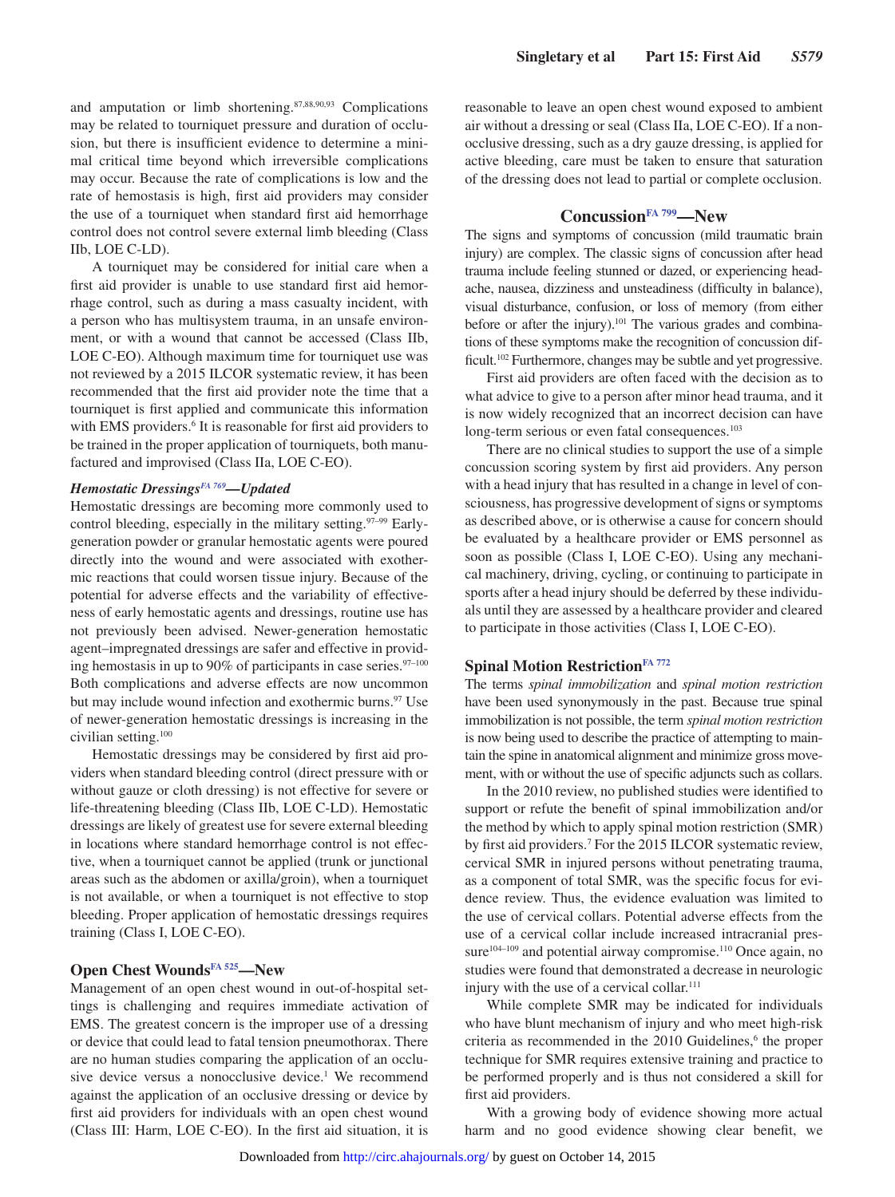and amputation or limb shortening.[87,88,90,93] Complications may be related to tourniquet pressure and duration of occlusion, but there is insufficient evidence to determine a minimal critical time beyond which irreversible complications may occur. Because the rate of complications is low and the rate of hemostasis is high, first aid providers may consider the use of a tourniquet when standard first aid hemorrhage control does not control severe external limb bleeding (Class IIb, LOE C-LD).

A tourniquet may be considered for initial care when a first aid provider is unable to use standard first aid hemorrhage control, such as during a mass casualty incident, with a person who has multisystem trauma, in an unsafe environment, or with a wound that cannot be accessed (Class IIb, LOE C-EO). Although maximum time for tourniquet use was not reviewed by a 2015 ILCOR systematic review, it has been recommended that the first aid provider note the time that a tourniquet is first applied and communicate this information with EMS providers.[6] It is reasonable for first aid providers to be trained in the proper application of tourniquets, both manufactured and improvised (Class IIa, LOE C-EO).

### *Hemostatic Dressings[FA 769]—Updated*

Hemostatic dressings are becoming more commonly used to control bleeding, especially in the military setting.[97–99] Early-generation powder or granular hemostatic agents were poured directly into the wound and were associated with exothermic reactions that could worsen tissue injury. Because of the potential for adverse effects and the variability of effectiveness of early hemostatic agents and dressings, routine use has not previously been advised. Newer-generation hemostatic agent–impregnated dressings are safer and effective in providing hemostasis in up to 90% of participants in case series.[97–100] Both complications and adverse effects are now uncommon but may include wound infection and exothermic burns.[97] Use of newer-generation hemostatic dressings is increasing in the civilian setting.[100]

Hemostatic dressings may be considered by first aid providers when standard bleeding control (direct pressure with or without gauze or cloth dressing) is not effective for severe or life-threatening bleeding (Class IIb, LOE C-LD). Hemostatic dressings are likely of greatest use for severe external bleeding in locations where standard hemorrhage control is not effective, when a tourniquet cannot be applied (trunk or junctional areas such as the abdomen or axilla/groin), when a tourniquet is not available, or when a tourniquet is not effective to stop bleeding. Proper application of hemostatic dressings requires training (Class I, LOE C-EO).

## Open Chest Wounds[FA 525]—New

Management of an open chest wound in out-of-hospital settings is challenging and requires immediate activation of EMS. The greatest concern is the improper use of a dressing or device that could lead to fatal tension pneumothorax. There are no human studies comparing the application of an occlusive device versus a nonocclusive device.[1] We recommend against the application of an occlusive dressing or device by first aid providers for individuals with an open chest wound (Class III: Harm, LOE C-EO). In the first aid situation, it is reasonable to leave an open chest wound exposed to ambient air without a dressing or seal (Class IIa, LOE C-EO). If a nonocclusive dressing, such as a dry gauze dressing, is applied for active bleeding, care must be taken to ensure that saturation of the dressing does not lead to partial or complete occlusion.

## Concussion[FA 799]—New

The signs and symptoms of concussion (mild traumatic brain injury) are complex. The classic signs of concussion after head trauma include feeling stunned or dazed, or experiencing headache, nausea, dizziness and unsteadiness (difficulty in balance), visual disturbance, confusion, or loss of memory (from either before or after the injury).[101] The various grades and combinations of these symptoms make the recognition of concussion difficult.[102] Furthermore, changes may be subtle and yet progressive.

First aid providers are often faced with the decision as to what advice to give to a person after minor head trauma, and it is now widely recognized that an incorrect decision can have long-term serious or even fatal consequences.[103]

There are no clinical studies to support the use of a simple concussion scoring system by first aid providers. Any person with a head injury that has resulted in a change in level of consciousness, has progressive development of signs or symptoms as described above, or is otherwise a cause for concern should be evaluated by a healthcare provider or EMS personnel as soon as possible (Class I, LOE C-EO). Using any mechanical machinery, driving, cycling, or continuing to participate in sports after a head injury should be deferred by these individuals until they are assessed by a healthcare provider and cleared to participate in those activities (Class I, LOE C-EO).

## Spinal Motion Restriction[FA 772]

The terms *spinal immobilization* and *spinal motion restriction* have been used synonymously in the past. Because true spinal immobilization is not possible, the term *spinal motion restriction* is now being used to describe the practice of attempting to maintain the spine in anatomical alignment and minimize gross movement, with or without the use of specific adjuncts such as collars.

In the 2010 review, no published studies were identified to support or refute the benefit of spinal immobilization and/or the method by which to apply spinal motion restriction (SMR) by first aid providers.[7] For the 2015 ILCOR systematic review, cervical SMR in injured persons without penetrating trauma, as a component of total SMR, was the specific focus for evidence review. Thus, the evidence evaluation was limited to the use of cervical collars. Potential adverse effects from the use of a cervical collar include increased intracranial pressure[104–109] and potential airway compromise.[110] Once again, no studies were found that demonstrated a decrease in neurologic injury with the use of a cervical collar.[111]

While complete SMR may be indicated for individuals who have blunt mechanism of injury and who meet high-risk criteria as recommended in the 2010 Guidelines,[6] the proper technique for SMR requires extensive training and practice to be performed properly and is thus not considered a skill for first aid providers.

With a growing body of evidence showing more actual harm and no good evidence showing clear benefit, we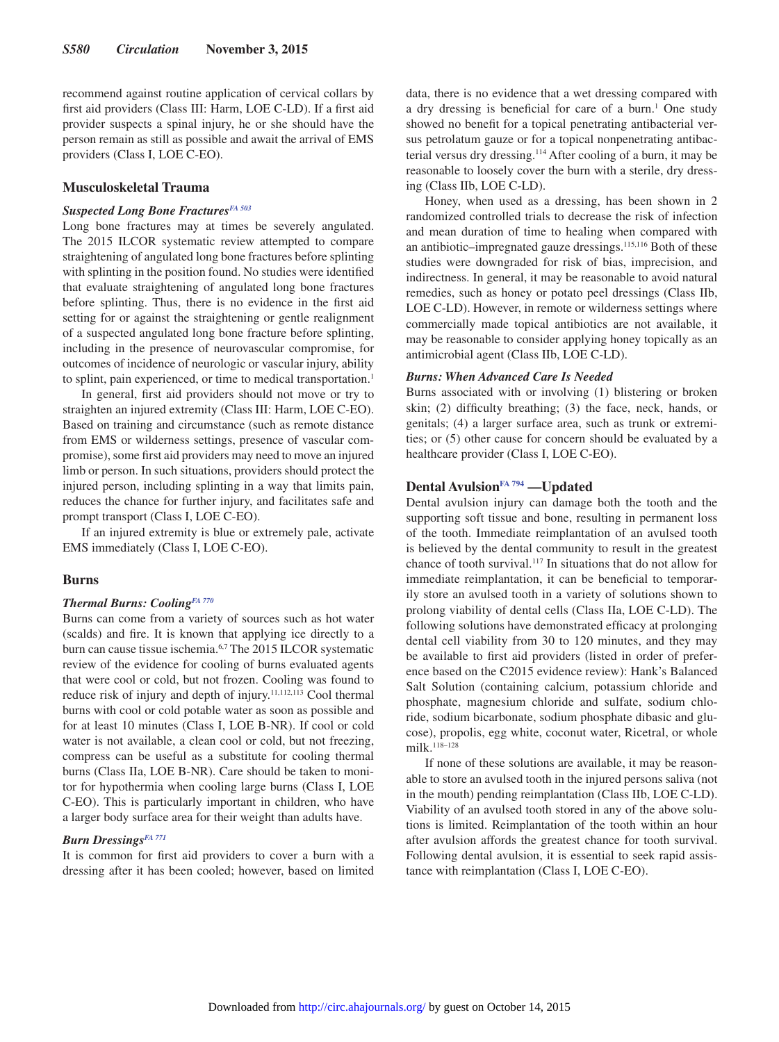recommend against routine application of cervical collars by first aid providers (Class III: Harm, LOE C-LD). If a first aid provider suspects a spinal injury, he or she should have the person remain as still as possible and await the arrival of EMS providers (Class I, LOE C-EO).

## Musculoskeletal Trauma

### *Suspected Long Bone Fractures*[FA 503]

Long bone fractures may at times be severely angulated. The 2015 ILCOR systematic review attempted to compare straightening of angulated long bone fractures before splinting with splinting in the position found. No studies were identified that evaluate straightening of angulated long bone fractures before splinting. Thus, there is no evidence in the first aid setting for or against the straightening or gentle realignment of a suspected angulated long bone fracture before splinting, including in the presence of neurovascular compromise, for outcomes of incidence of neurologic or vascular injury, ability to splint, pain experienced, or time to medical transportation.[1]

In general, first aid providers should not move or try to straighten an injured extremity (Class III: Harm, LOE C-EO). Based on training and circumstance (such as remote distance from EMS or wilderness settings, presence of vascular compromise), some first aid providers may need to move an injured limb or person. In such situations, providers should protect the injured person, including splinting in a way that limits pain, reduces the chance for further injury, and facilitates safe and prompt transport (Class I, LOE C-EO).

If an injured extremity is blue or extremely pale, activate EMS immediately (Class I, LOE C-EO).

## Burns

### *Thermal Burns: Cooling*[FA 770]

Burns can come from a variety of sources such as hot water (scalds) and fire. It is known that applying ice directly to a burn can cause tissue ischemia.[6,7] The 2015 ILCOR systematic review of the evidence for cooling of burns evaluated agents that were cool or cold, but not frozen. Cooling was found to reduce risk of injury and depth of injury.[11,112,113] Cool thermal burns with cool or cold potable water as soon as possible and for at least 10 minutes (Class I, LOE B-NR). If cool or cold water is not available, a clean cool or cold, but not freezing, compress can be useful as a substitute for cooling thermal burns (Class IIa, LOE B-NR). Care should be taken to monitor for hypothermia when cooling large burns (Class I, LOE C-EO). This is particularly important in children, who have a larger body surface area for their weight than adults have.

### *Burn Dressings*[FA 771]

It is common for first aid providers to cover a burn with a dressing after it has been cooled; however, based on limited data, there is no evidence that a wet dressing compared with a dry dressing is beneficial for care of a burn.[1] One study showed no benefit for a topical penetrating antibacterial versus petrolatum gauze or for a topical nonpenetrating antibacterial versus dry dressing.[114] After cooling of a burn, it may be reasonable to loosely cover the burn with a sterile, dry dressing (Class IIb, LOE C-LD).

Honey, when used as a dressing, has been shown in 2 randomized controlled trials to decrease the risk of infection and mean duration of time to healing when compared with an antibiotic–impregnated gauze dressings.[115,116] Both of these studies were downgraded for risk of bias, imprecision, and indirectness. In general, it may be reasonable to avoid natural remedies, such as honey or potato peel dressings (Class IIb, LOE C-LD). However, in remote or wilderness settings where commercially made topical antibiotics are not available, it may be reasonable to consider applying honey topically as an antimicrobial agent (Class IIb, LOE C-LD).

### *Burns: When Advanced Care Is Needed*

Burns associated with or involving (1) blistering or broken skin; (2) difficulty breathing; (3) the face, neck, hands, or genitals; (4) a larger surface area, such as trunk or extremities; or (5) other cause for concern should be evaluated by a healthcare provider (Class I, LOE C-EO).

## Dental Avulsion[FA 794] —Updated

Dental avulsion injury can damage both the tooth and the supporting soft tissue and bone, resulting in permanent loss of the tooth. Immediate reimplantation of an avulsed tooth is believed by the dental community to result in the greatest chance of tooth survival.[117] In situations that do not allow for immediate reimplantation, it can be beneficial to temporarily store an avulsed tooth in a variety of solutions shown to prolong viability of dental cells (Class IIa, LOE C-LD). The following solutions have demonstrated efficacy at prolonging dental cell viability from 30 to 120 minutes, and they may be available to first aid providers (listed in order of preference based on the C2015 evidence review): Hank's Balanced Salt Solution (containing calcium, potassium chloride and phosphate, magnesium chloride and sulfate, sodium chloride, sodium bicarbonate, sodium phosphate dibasic and glucose), propolis, egg white, coconut water, Ricetral, or whole milk.[118–128]

If none of these solutions are available, it may be reasonable to store an avulsed tooth in the injured persons saliva (not in the mouth) pending reimplantation (Class IIb, LOE C-LD). Viability of an avulsed tooth stored in any of the above solutions is limited. Reimplantation of the tooth within an hour after avulsion affords the greatest chance for tooth survival. Following dental avulsion, it is essential to seek rapid assistance with reimplantation (Class I, LOE C-EO).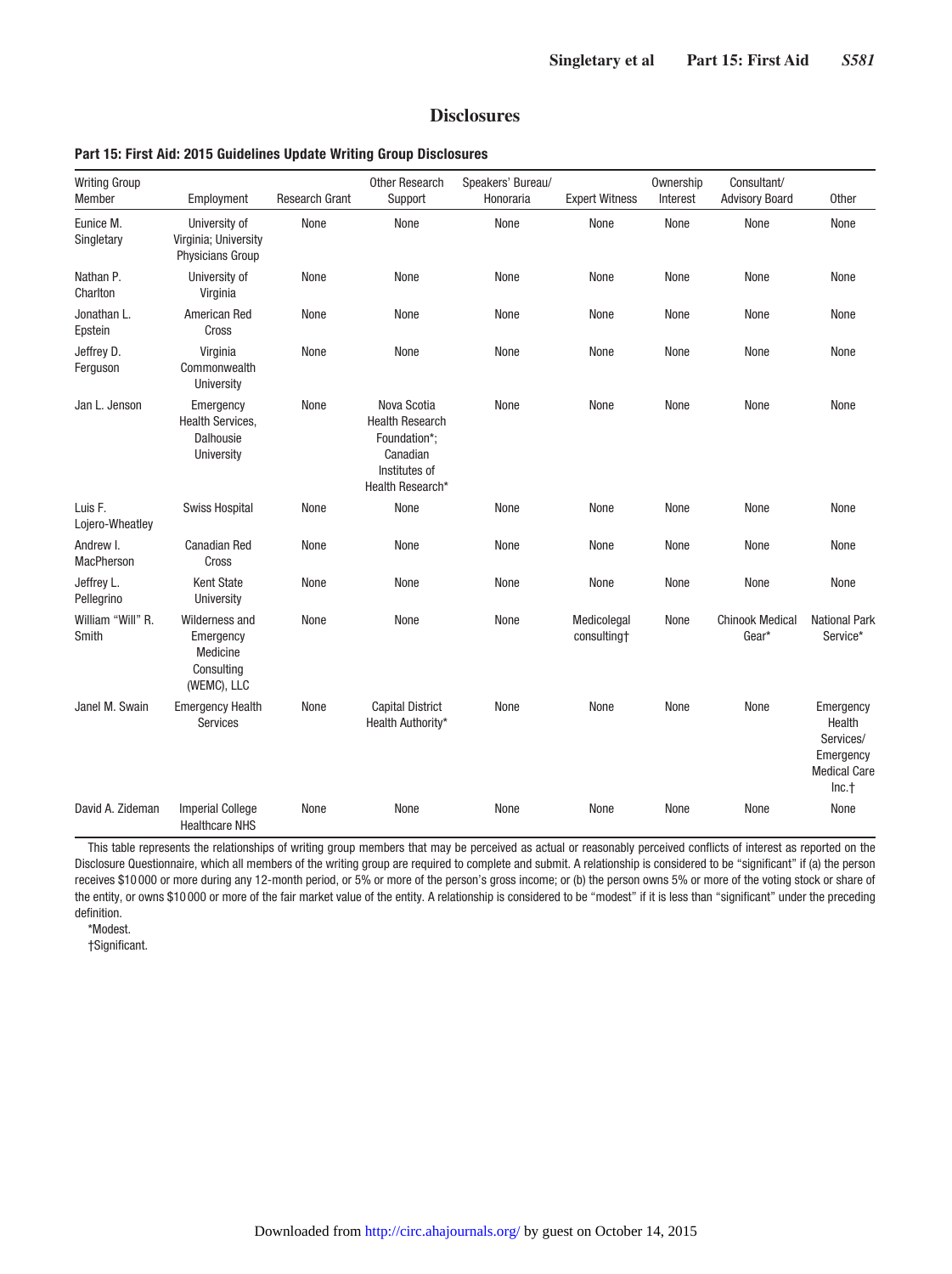# Disclosures

**Part 15: First Aid: 2015 Guidelines Update Writing Group Disclosures**

| Writing Group Member | Employment | Research Grant | Other Research Support | Speakers' Bureau/ Honoraria | Expert Witness | Ownership Interest | Consultant/ Advisory Board | Other |
|---|---|---|---|---|---|---|---|---|
| Eunice M. Singletary | University of Virginia; University Physicians Group | None | None | None | None | None | None | None |
| Nathan P. Charlton | University of Virginia | None | None | None | None | None | None | None |
| Jonathan L. Epstein | American Red Cross | None | None | None | None | None | None | None |
| Jeffrey D. Ferguson | Virginia Commonwealth University | None | None | None | None | None | None | None |
| Jan L. Jenson | Emergency Health Services, Dalhousie University | None | Nova Scotia Health Research Foundation*; Canadian Institutes of Health Research* | None | None | None | None | None |
| Luis F. Lojero-Wheatley | Swiss Hospital | None | None | None | None | None | None | None |
| Andrew I. MacPherson | Canadian Red Cross | None | None | None | None | None | None | None |
| Jeffrey L. Pellegrino | Kent State University | None | None | None | None | None | None | None |
| William "Will" R. Smith | Wilderness and Emergency Medicine Consulting (WEMC), LLC | None | None | None | Medicolegal consulting† | None | Chinook Medical Gear* | National Park Service* |
| Janel M. Swain | Emergency Health Services | None | Capital District Health Authority* | None | None | None | None | Emergency Health Services/ Emergency Medical Care Inc.† |
| David A. Zideman | Imperial College Healthcare NHS | None | None | None | None | None | None | None |

This table represents the relationships of writing group members that may be perceived as actual or reasonably perceived conflicts of interest as reported on the Disclosure Questionnaire, which all members of the writing group are required to complete and submit. A relationship is considered to be "significant" if (a) the person receives $10 000 or more during any 12-month period, or 5% or more of the person's gross income; or (b) the person owns 5% or more of the voting stock or share of the entity, or owns $10 000 or more of the fair market value of the entity. A relationship is considered to be "modest" if it is less than "significant" under the preceding definition.

*Modest.

†Significant.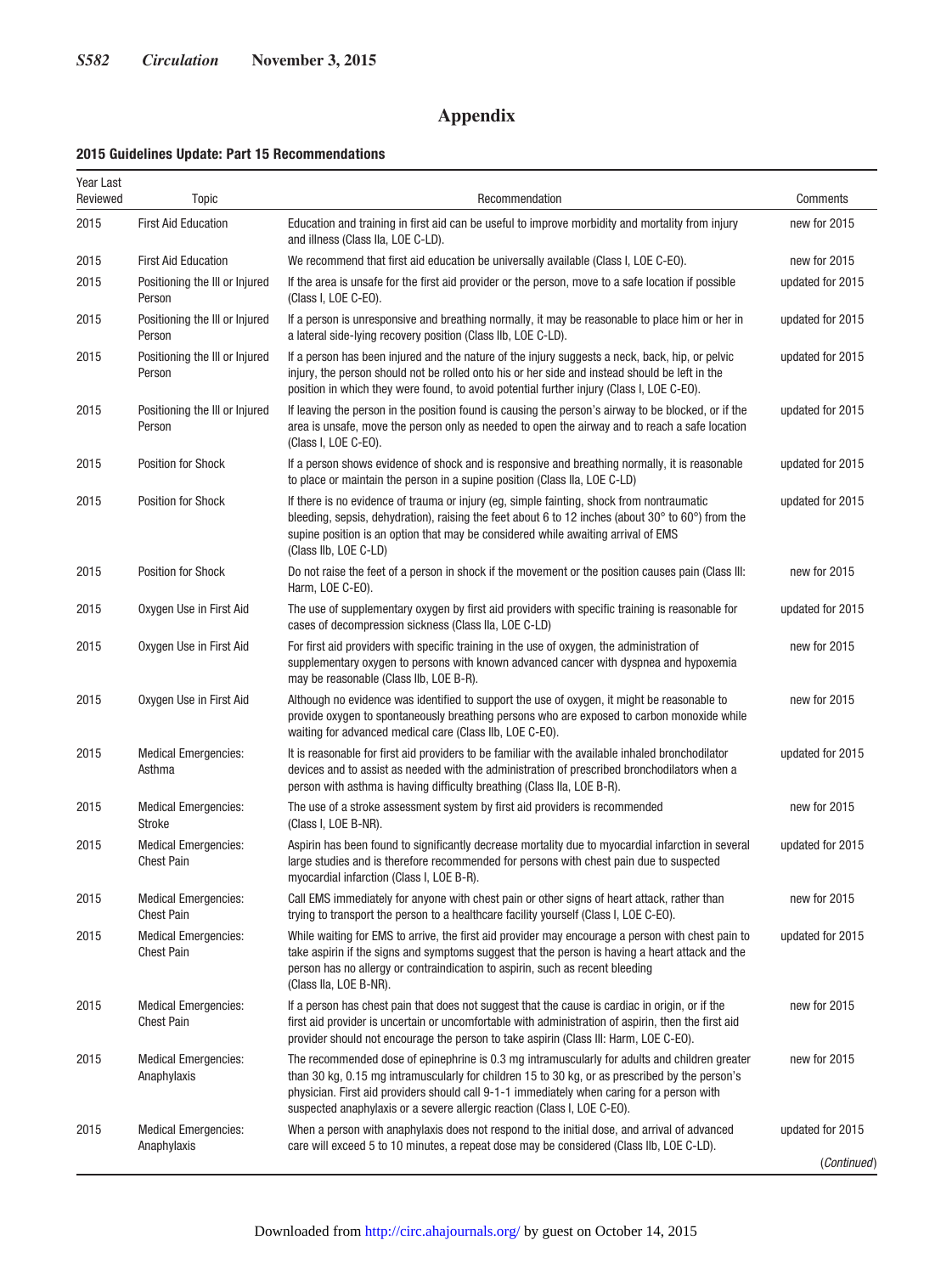# Appendix

**2015 Guidelines Update: Part 15 Recommendations**

| Year Last Reviewed | Topic | Recommendation | Comments |
|---|---|---|---|
| 2015 | First Aid Education | Education and training in first aid can be useful to improve morbidity and mortality from injury and illness (Class IIa, LOE C-LD). | new for 2015 |
| 2015 | First Aid Education | We recommend that first aid education be universally available (Class I, LOE C-EO). | new for 2015 |
| 2015 | Positioning the Ill or Injured Person | If the area is unsafe for the first aid provider or the person, move to a safe location if possible (Class I, LOE C-EO). | updated for 2015 |
| 2015 | Positioning the Ill or Injured Person | If a person is unresponsive and breathing normally, it may be reasonable to place him or her in a lateral side-lying recovery position (Class IIb, LOE C-LD). | updated for 2015 |
| 2015 | Positioning the Ill or Injured Person | If a person has been injured and the nature of the injury suggests a neck, back, hip, or pelvic injury, the person should not be rolled onto his or her side and instead should be left in the position in which they were found, to avoid potential further injury (Class I, LOE C-EO). | updated for 2015 |
| 2015 | Positioning the Ill or Injured Person | If leaving the person in the position found is causing the person's airway to be blocked, or if the area is unsafe, move the person only as needed to open the airway and to reach a safe location (Class I, LOE C-EO). | updated for 2015 |
| 2015 | Position for Shock | If a person shows evidence of shock and is responsive and breathing normally, it is reasonable to place or maintain the person in a supine position (Class IIa, LOE C-LD) | updated for 2015 |
| 2015 | Position for Shock | If there is no evidence of trauma or injury (eg, simple fainting, shock from nontraumatic bleeding, sepsis, dehydration), raising the feet about 6 to 12 inches (about 30° to 60°) from the supine position is an option that may be considered while awaiting arrival of EMS (Class IIb, LOE C-LD) | updated for 2015 |
| 2015 | Position for Shock | Do not raise the feet of a person in shock if the movement or the position causes pain (Class III: Harm, LOE C-EO). | new for 2015 |
| 2015 | Oxygen Use in First Aid | The use of supplementary oxygen by first aid providers with specific training is reasonable for cases of decompression sickness (Class IIa, LOE C-LD) | updated for 2015 |
| 2015 | Oxygen Use in First Aid | For first aid providers with specific training in the use of oxygen, the administration of supplementary oxygen to persons with known advanced cancer with dyspnea and hypoxemia may be reasonable (Class IIb, LOE B-R). | new for 2015 |
| 2015 | Oxygen Use in First Aid | Although no evidence was identified to support the use of oxygen, it might be reasonable to provide oxygen to spontaneously breathing persons who are exposed to carbon monoxide while waiting for advanced medical care (Class IIb, LOE C-EO). | new for 2015 |
| 2015 | Medical Emergencies: Asthma | It is reasonable for first aid providers to be familiar with the available inhaled bronchodilator devices and to assist as needed with the administration of prescribed bronchodilators when a person with asthma is having difficulty breathing (Class IIa, LOE B-R). | updated for 2015 |
| 2015 | Medical Emergencies: Stroke | The use of a stroke assessment system by first aid providers is recommended (Class I, LOE B-NR). | new for 2015 |
| 2015 | Medical Emergencies: Chest Pain | Aspirin has been found to significantly decrease mortality due to myocardial infarction in several large studies and is therefore recommended for persons with chest pain due to suspected myocardial infarction (Class I, LOE B-R). | updated for 2015 |
| 2015 | Medical Emergencies: Chest Pain | Call EMS immediately for anyone with chest pain or other signs of heart attack, rather than trying to transport the person to a healthcare facility yourself (Class I, LOE C-EO). | new for 2015 |
| 2015 | Medical Emergencies: Chest Pain | While waiting for EMS to arrive, the first aid provider may encourage a person with chest pain to take aspirin if the signs and symptoms suggest that the person is having a heart attack and the person has no allergy or contraindication to aspirin, such as recent bleeding (Class IIa, LOE B-NR). | updated for 2015 |
| 2015 | Medical Emergencies: Chest Pain | If a person has chest pain that does not suggest that the cause is cardiac in origin, or if the first aid provider is uncertain or uncomfortable with administration of aspirin, then the first aid provider should not encourage the person to take aspirin (Class III: Harm, LOE C-EO). | new for 2015 |
| 2015 | Medical Emergencies: Anaphylaxis | The recommended dose of epinephrine is 0.3 mg intramuscularly for adults and children greater than 30 kg, 0.15 mg intramuscularly for children 15 to 30 kg, or as prescribed by the person's physician. First aid providers should call 9-1-1 immediately when caring for a person with suspected anaphylaxis or a severe allergic reaction (Class I, LOE C-EO). | new for 2015 |
| 2015 | Medical Emergencies: Anaphylaxis | When a person with anaphylaxis does not respond to the initial dose, and arrival of advanced care will exceed 5 to 10 minutes, a repeat dose may be considered (Class IIb, LOE C-LD). | updated for 2015 |

*(Continued)*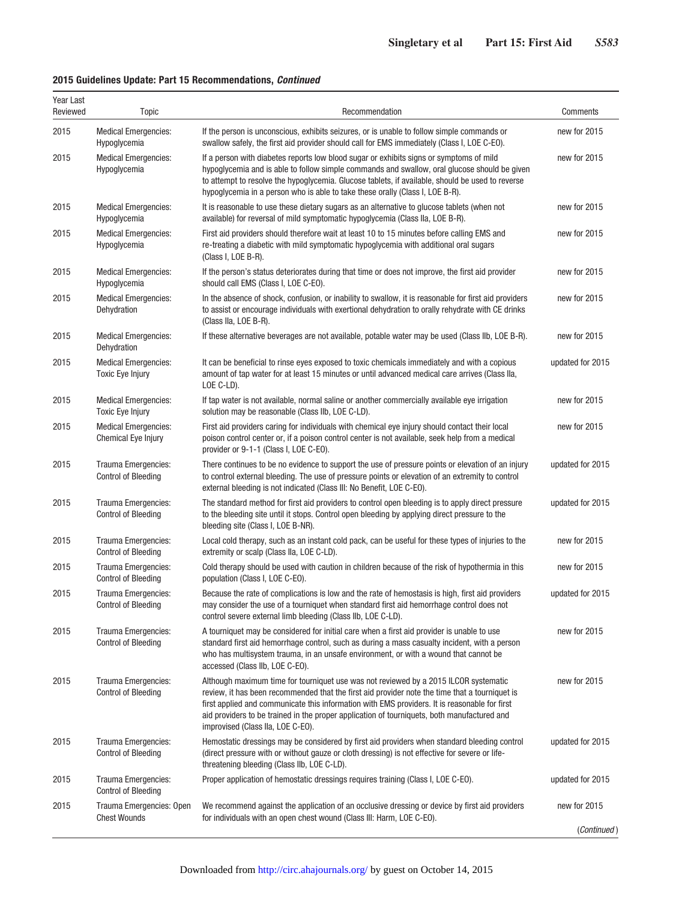**2015 Guidelines Update: Part 15 Recommendations, *Continued***

| Year Last Reviewed | Topic | Recommendation | Comments |
|---|---|---|---|
| 2015 | Medical Emergencies: Hypoglycemia | If the person is unconscious, exhibits seizures, or is unable to follow simple commands or swallow safely, the first aid provider should call for EMS immediately (Class I, LOE C-EO). | new for 2015 |
| 2015 | Medical Emergencies: Hypoglycemia | If a person with diabetes reports low blood sugar or exhibits signs or symptoms of mild hypoglycemia and is able to follow simple commands and swallow, oral glucose should be given to attempt to resolve the hypoglycemia. Glucose tablets, if available, should be used to reverse hypoglycemia in a person who is able to take these orally (Class I, LOE B-R). | new for 2015 |
| 2015 | Medical Emergencies: Hypoglycemia | It is reasonable to use these dietary sugars as an alternative to glucose tablets (when not available) for reversal of mild symptomatic hypoglycemia (Class IIa, LOE B-R). | new for 2015 |
| 2015 | Medical Emergencies: Hypoglycemia | First aid providers should therefore wait at least 10 to 15 minutes before calling EMS and re-treating a diabetic with mild symptomatic hypoglycemia with additional oral sugars (Class I, LOE B-R). | new for 2015 |
| 2015 | Medical Emergencies: Hypoglycemia | If the person's status deteriorates during that time or does not improve, the first aid provider should call EMS (Class I, LOE C-EO). | new for 2015 |
| 2015 | Medical Emergencies: Dehydration | In the absence of shock, confusion, or inability to swallow, it is reasonable for first aid providers to assist or encourage individuals with exertional dehydration to orally rehydrate with CE drinks (Class IIa, LOE B-R). | new for 2015 |
| 2015 | Medical Emergencies: Dehydration | If these alternative beverages are not available, potable water may be used (Class IIb, LOE B-R). | new for 2015 |
| 2015 | Medical Emergencies: Toxic Eye Injury | It can be beneficial to rinse eyes exposed to toxic chemicals immediately and with a copious amount of tap water for at least 15 minutes or until advanced medical care arrives (Class IIa, LOE C-LD). | updated for 2015 |
| 2015 | Medical Emergencies: Toxic Eye Injury | If tap water is not available, normal saline or another commercially available eye irrigation solution may be reasonable (Class IIb, LOE C-LD). | new for 2015 |
| 2015 | Medical Emergencies: Chemical Eye Injury | First aid providers caring for individuals with chemical eye injury should contact their local poison control center or, if a poison control center is not available, seek help from a medical provider or 9-1-1 (Class I, LOE C-EO). | new for 2015 |
| 2015 | Trauma Emergencies: Control of Bleeding | There continues to be no evidence to support the use of pressure points or elevation of an injury to control external bleeding. The use of pressure points or elevation of an extremity to control external bleeding is not indicated (Class III: No Benefit, LOE C-EO). | updated for 2015 |
| 2015 | Trauma Emergencies: Control of Bleeding | The standard method for first aid providers to control open bleeding is to apply direct pressure to the bleeding site until it stops. Control open bleeding by applying direct pressure to the bleeding site (Class I, LOE B-NR). | updated for 2015 |
| 2015 | Trauma Emergencies: Control of Bleeding | Local cold therapy, such as an instant cold pack, can be useful for these types of injuries to the extremity or scalp (Class IIa, LOE C-LD). | new for 2015 |
| 2015 | Trauma Emergencies: Control of Bleeding | Cold therapy should be used with caution in children because of the risk of hypothermia in this population (Class I, LOE C-EO). | new for 2015 |
| 2015 | Trauma Emergencies: Control of Bleeding | Because the rate of complications is low and the rate of hemostasis is high, first aid providers may consider the use of a tourniquet when standard first aid hemorrhage control does not control severe external limb bleeding (Class IIb, LOE C-LD). | updated for 2015 |
| 2015 | Trauma Emergencies: Control of Bleeding | A tourniquet may be considered for initial care when a first aid provider is unable to use standard first aid hemorrhage control, such as during a mass casualty incident, with a person who has multisystem trauma, in an unsafe environment, or with a wound that cannot be accessed (Class IIb, LOE C-EO). | new for 2015 |
| 2015 | Trauma Emergencies: Control of Bleeding | Although maximum time for tourniquet use was not reviewed by a 2015 ILCOR systematic review, it has been recommended that the first aid provider note the time that a tourniquet is first applied and communicate this information with EMS providers. It is reasonable for first aid providers to be trained in the proper application of tourniquets, both manufactured and improvised (Class IIa, LOE C-EO). | new for 2015 |
| 2015 | Trauma Emergencies: Control of Bleeding | Hemostatic dressings may be considered by first aid providers when standard bleeding control (direct pressure with or without gauze or cloth dressing) is not effective for severe or life-threatening bleeding (Class IIb, LOE C-LD). | updated for 2015 |
| 2015 | Trauma Emergencies: Control of Bleeding | Proper application of hemostatic dressings requires training (Class I, LOE C-EO). | updated for 2015 |
| 2015 | Trauma Emergencies: Open Chest Wounds | We recommend against the application of an occlusive dressing or device by first aid providers for individuals with an open chest wound (Class III: Harm, LOE C-EO). | new for 2015 |

(*Continued*)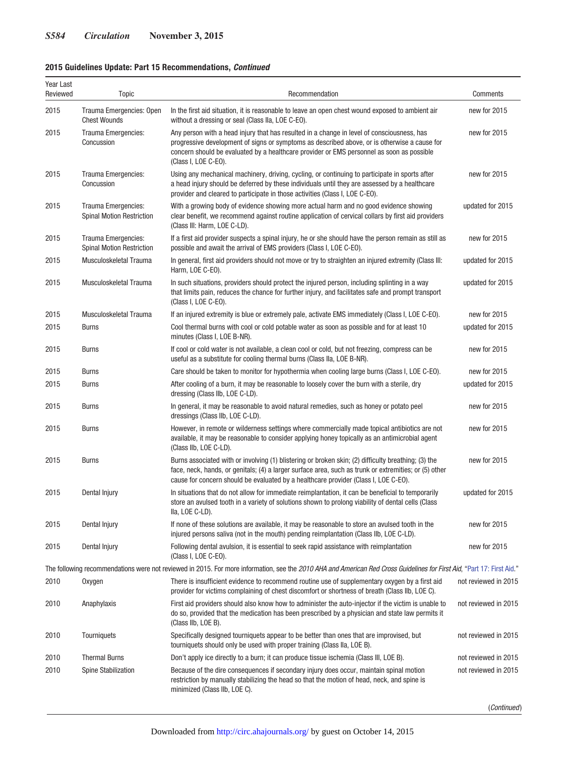**2015 Guidelines Update: Part 15 Recommendations, *Continued***

| Year Last Reviewed | Topic | Recommendation | Comments |
|---|---|---|---|
| 2015 | Trauma Emergencies: Open Chest Wounds | In the first aid situation, it is reasonable to leave an open chest wound exposed to ambient air without a dressing or seal (Class IIa, LOE C-EO). | new for 2015 |
| 2015 | Trauma Emergencies: Concussion | Any person with a head injury that has resulted in a change in level of consciousness, has progressive development of signs or symptoms as described above, or is otherwise a cause for concern should be evaluated by a healthcare provider or EMS personnel as soon as possible (Class I, LOE C-EO). | new for 2015 |
| 2015 | Trauma Emergencies: Concussion | Using any mechanical machinery, driving, cycling, or continuing to participate in sports after a head injury should be deferred by these individuals until they are assessed by a healthcare provider and cleared to participate in those activities (Class I, LOE C-EO). | new for 2015 |
| 2015 | Trauma Emergencies: Spinal Motion Restriction | With a growing body of evidence showing more actual harm and no good evidence showing clear benefit, we recommend against routine application of cervical collars by first aid providers (Class III: Harm, LOE C-LD). | updated for 2015 |
| 2015 | Trauma Emergencies: Spinal Motion Restriction | If a first aid provider suspects a spinal injury, he or she should have the person remain as still as possible and await the arrival of EMS providers (Class I, LOE C-EO). | new for 2015 |
| 2015 | Musculoskeletal Trauma | In general, first aid providers should not move or try to straighten an injured extremity (Class III: Harm, LOE C-EO). | updated for 2015 |
| 2015 | Musculoskeletal Trauma | In such situations, providers should protect the injured person, including splinting in a way that limits pain, reduces the chance for further injury, and facilitates safe and prompt transport (Class I, LOE C-EO). | updated for 2015 |
| 2015 | Musculoskeletal Trauma | If an injured extremity is blue or extremely pale, activate EMS immediately (Class I, LOE C-EO). | new for 2015 |
| 2015 | Burns | Cool thermal burns with cool or cold potable water as soon as possible and for at least 10 minutes (Class I, LOE B-NR). | updated for 2015 |
| 2015 | Burns | If cool or cold water is not available, a clean cool or cold, but not freezing, compress can be useful as a substitute for cooling thermal burns (Class IIa, LOE B-NR). | new for 2015 |
| 2015 | Burns | Care should be taken to monitor for hypothermia when cooling large burns (Class I, LOE C-EO). | new for 2015 |
| 2015 | Burns | After cooling of a burn, it may be reasonable to loosely cover the burn with a sterile, dry dressing (Class IIb, LOE C-LD). | updated for 2015 |
| 2015 | Burns | In general, it may be reasonable to avoid natural remedies, such as honey or potato peel dressings (Class IIb, LOE C-LD). | new for 2015 |
| 2015 | Burns | However, in remote or wilderness settings where commercially made topical antibiotics are not available, it may be reasonable to consider applying honey topically as an antimicrobial agent (Class IIb, LOE C-LD). | new for 2015 |
| 2015 | Burns | Burns associated with or involving (1) blistering or broken skin; (2) difficulty breathing; (3) the face, neck, hands, or genitals; (4) a larger surface area, such as trunk or extremities; or (5) other cause for concern should be evaluated by a healthcare provider (Class I, LOE C-EO). | new for 2015 |
| 2015 | Dental Injury | In situations that do not allow for immediate reimplantation, it can be beneficial to temporarily store an avulsed tooth in a variety of solutions shown to prolong viability of dental cells (Class IIa, LOE C-LD). | updated for 2015 |
| 2015 | Dental Injury | If none of these solutions are available, it may be reasonable to store an avulsed tooth in the injured persons saliva (not in the mouth) pending reimplantation (Class IIb, LOE C-LD). | new for 2015 |
| 2015 | Dental Injury | Following dental avulsion, it is essential to seek rapid assistance with reimplantation (Class I, LOE C-EO). | new for 2015 |
| The following recommendations were not reviewed in 2015. For more information, see the *2010 AHA and American Red Cross Guidelines for First Aid*, "Part 17: First Aid." | | | |
| 2010 | Oxygen | There is insufficient evidence to recommend routine use of supplementary oxygen by a first aid provider for victims complaining of chest discomfort or shortness of breath (Class IIb, LOE C). | not reviewed in 2015 |
| 2010 | Anaphylaxis | First aid providers should also know how to administer the auto-injector if the victim is unable to do so, provided that the medication has been prescribed by a physician and state law permits it (Class IIb, LOE B). | not reviewed in 2015 |
| 2010 | Tourniquets | Specifically designed tourniquets appear to be better than ones that are improvised, but tourniquets should only be used with proper training (Class IIa, LOE B). | not reviewed in 2015 |
| 2010 | Thermal Burns | Don't apply ice directly to a burn; it can produce tissue ischemia (Class III, LOE B). | not reviewed in 2015 |
| 2010 | Spine Stabilization | Because of the dire consequences if secondary injury does occur, maintain spinal motion restriction by manually stabilizing the head so that the motion of head, neck, and spine is minimized (Class IIb, LOE C). | not reviewed in 2015 |

(*Continued*)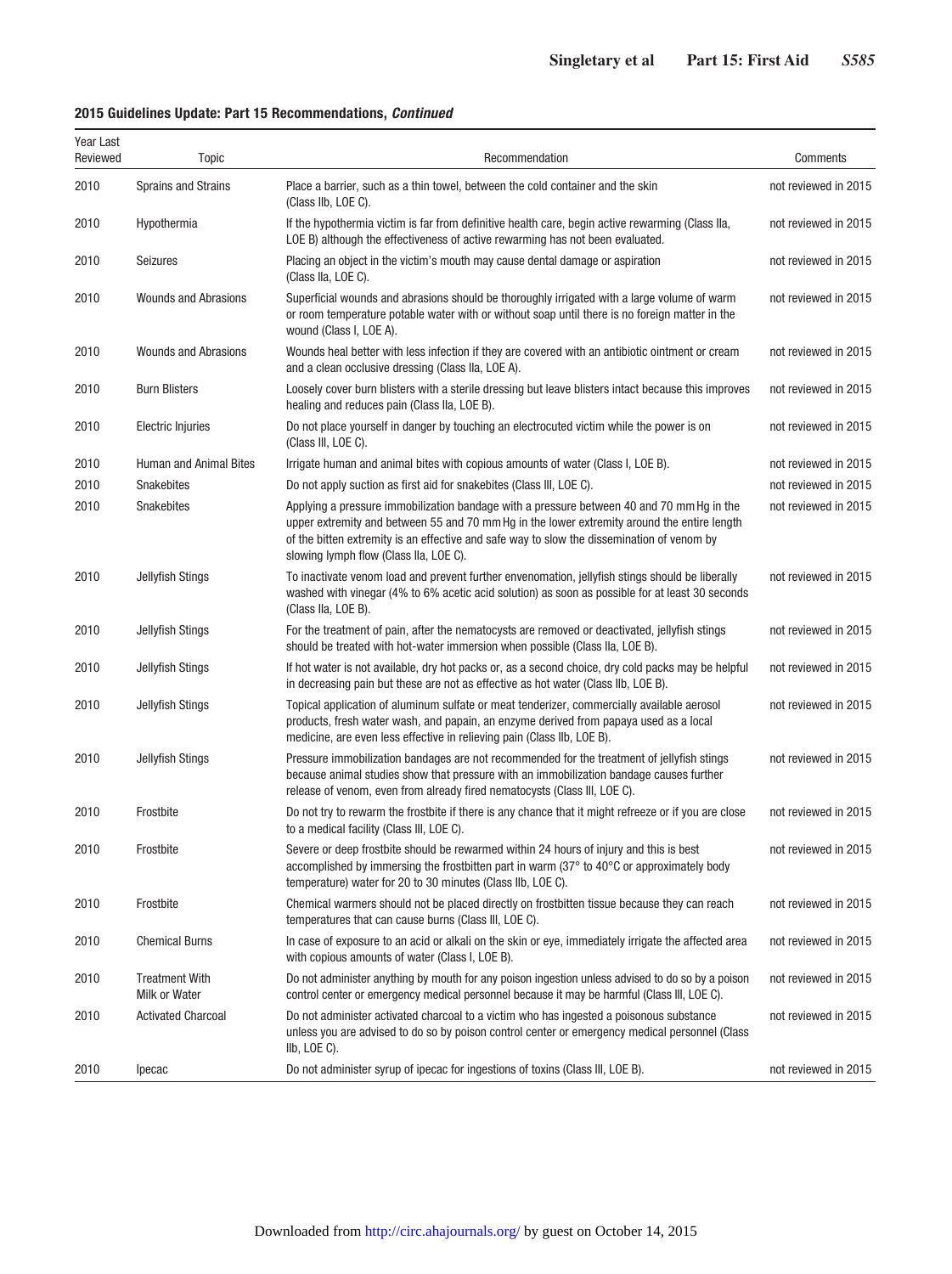**2015 Guidelines Update: Part 15 Recommendations, *Continued***

| Year Last Reviewed | Topic | Recommendation | Comments |
|---|---|---|---|
| 2010 | Sprains and Strains | Place a barrier, such as a thin towel, between the cold container and the skin (Class IIb, LOE C). | not reviewed in 2015 |
| 2010 | Hypothermia | If the hypothermia victim is far from definitive health care, begin active rewarming (Class IIa, LOE B) although the effectiveness of active rewarming has not been evaluated. | not reviewed in 2015 |
| 2010 | Seizures | Placing an object in the victim's mouth may cause dental damage or aspiration (Class IIa, LOE C). | not reviewed in 2015 |
| 2010 | Wounds and Abrasions | Superficial wounds and abrasions should be thoroughly irrigated with a large volume of warm or room temperature potable water with or without soap until there is no foreign matter in the wound (Class I, LOE A). | not reviewed in 2015 |
| 2010 | Wounds and Abrasions | Wounds heal better with less infection if they are covered with an antibiotic ointment or cream and a clean occlusive dressing (Class IIa, LOE A). | not reviewed in 2015 |
| 2010 | Burn Blisters | Loosely cover burn blisters with a sterile dressing but leave blisters intact because this improves healing and reduces pain (Class IIa, LOE B). | not reviewed in 2015 |
| 2010 | Electric Injuries | Do not place yourself in danger by touching an electrocuted victim while the power is on (Class III, LOE C). | not reviewed in 2015 |
| 2010 | Human and Animal Bites | Irrigate human and animal bites with copious amounts of water (Class I, LOE B). | not reviewed in 2015 |
| 2010 | Snakebites | Do not apply suction as first aid for snakebites (Class III, LOE C). | not reviewed in 2015 |
| 2010 | Snakebites | Applying a pressure immobilization bandage with a pressure between 40 and 70 mm Hg in the upper extremity and between 55 and 70 mm Hg in the lower extremity around the entire length of the bitten extremity is an effective and safe way to slow the dissemination of venom by slowing lymph flow (Class IIa, LOE C). | not reviewed in 2015 |
| 2010 | Jellyfish Stings | To inactivate venom load and prevent further envenomation, jellyfish stings should be liberally washed with vinegar (4% to 6% acetic acid solution) as soon as possible for at least 30 seconds (Class IIa, LOE B). | not reviewed in 2015 |
| 2010 | Jellyfish Stings | For the treatment of pain, after the nematocysts are removed or deactivated, jellyfish stings should be treated with hot-water immersion when possible (Class IIa, LOE B). | not reviewed in 2015 |
| 2010 | Jellyfish Stings | If hot water is not available, dry hot packs or, as a second choice, dry cold packs may be helpful in decreasing pain but these are not as effective as hot water (Class IIb, LOE B). | not reviewed in 2015 |
| 2010 | Jellyfish Stings | Topical application of aluminum sulfate or meat tenderizer, commercially available aerosol products, fresh water wash, and papain, an enzyme derived from papaya used as a local medicine, are even less effective in relieving pain (Class IIb, LOE B). | not reviewed in 2015 |
| 2010 | Jellyfish Stings | Pressure immobilization bandages are not recommended for the treatment of jellyfish stings because animal studies show that pressure with an immobilization bandage causes further release of venom, even from already fired nematocysts (Class III, LOE C). | not reviewed in 2015 |
| 2010 | Frostbite | Do not try to rewarm the frostbite if there is any chance that it might refreeze or if you are close to a medical facility (Class III, LOE C). | not reviewed in 2015 |
| 2010 | Frostbite | Severe or deep frostbite should be rewarmed within 24 hours of injury and this is best accomplished by immersing the frostbitten part in warm (37° to 40°C or approximately body temperature) water for 20 to 30 minutes (Class IIb, LOE C). | not reviewed in 2015 |
| 2010 | Frostbite | Chemical warmers should not be placed directly on frostbitten tissue because they can reach temperatures that can cause burns (Class III, LOE C). | not reviewed in 2015 |
| 2010 | Chemical Burns | In case of exposure to an acid or alkali on the skin or eye, immediately irrigate the affected area with copious amounts of water (Class I, LOE B). | not reviewed in 2015 |
| 2010 | Treatment With Milk or Water | Do not administer anything by mouth for any poison ingestion unless advised to do so by a poison control center or emergency medical personnel because it may be harmful (Class III, LOE C). | not reviewed in 2015 |
| 2010 | Activated Charcoal | Do not administer activated charcoal to a victim who has ingested a poisonous substance unless you are advised to do so by poison control center or emergency medical personnel (Class IIb, LOE C). | not reviewed in 2015 |
| 2010 | Ipecac | Do not administer syrup of ipecac for ingestions of toxins (Class III, LOE B). | not reviewed in 2015 |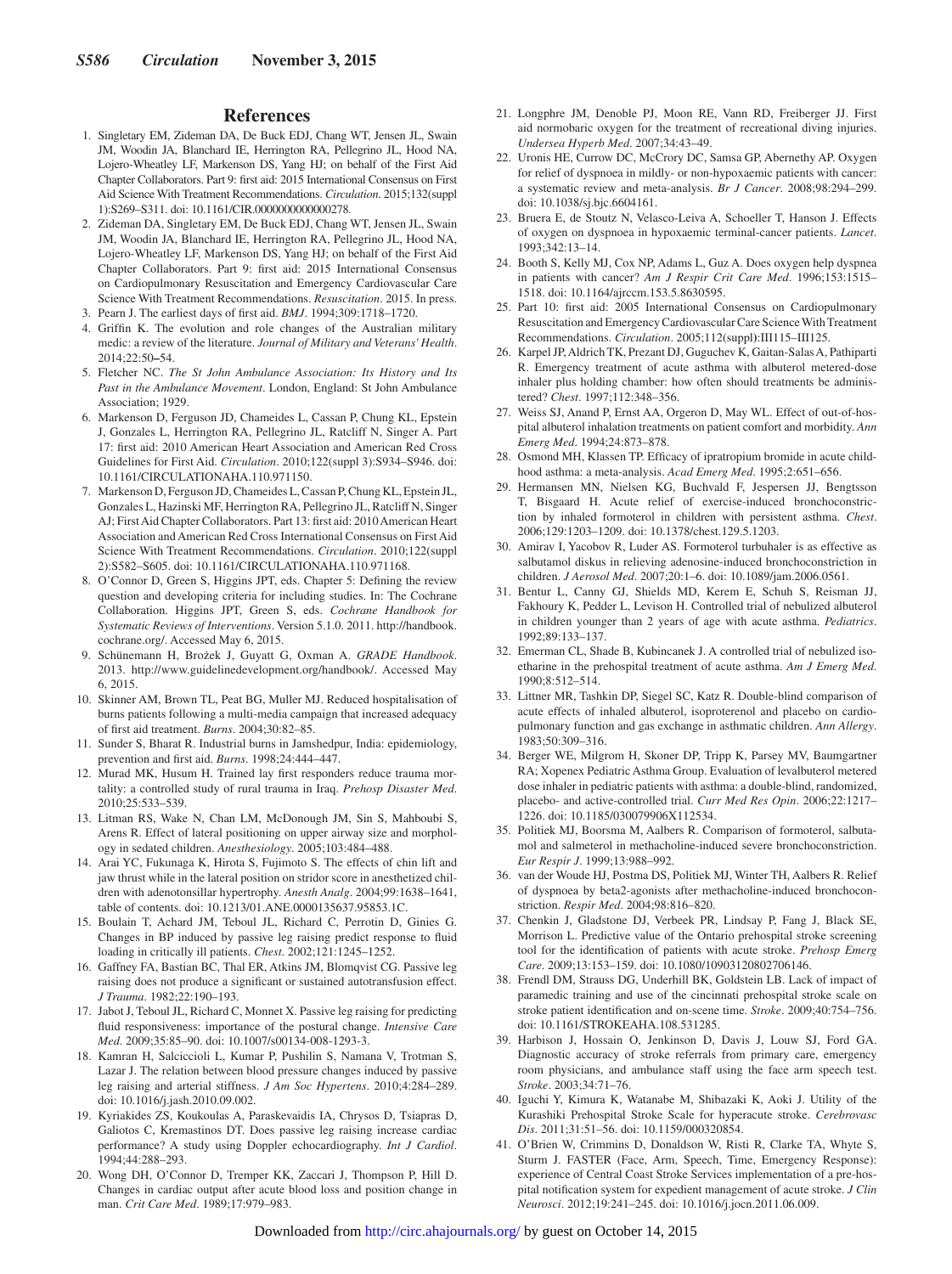## References

1. Singletary EM, Zideman DA, De Buck EDJ, Chang WT, Jensen JL, Swain JM, Woodin JA, Blanchard IE, Herrington RA, Pellegrino JL, Hood NA, Lojero-Wheatley LF, Markenson DS, Yang HJ; on behalf of the First Aid Chapter Collaborators. Part 9: first aid: 2015 International Consensus on First Aid Science With Treatment Recommendations. *Circulation*. 2015;132(suppl 1):S269–S311. doi: 10.1161/CIR.0000000000000278.
2. Zideman DA, Singletary EM, De Buck EDJ, Chang WT, Jensen JL, Swain JM, Woodin JA, Blanchard IE, Herrington RA, Pellegrino JL, Hood NA, Lojero-Wheatley LF, Markenson DS, Yang HJ; on behalf of the First Aid Chapter Collaborators. Part 9: first aid: 2015 International Consensus on Cardiopulmonary Resuscitation and Emergency Cardiovascular Care Science With Treatment Recommendations. *Resuscitation*. 2015. In press.
3. Pearn J. The earliest days of first aid. *BMJ*. 1994;309:1718–1720.
4. Griffin K. The evolution and role changes of the Australian military medic: a review of the literature. *Journal of Military and Veterans' Health*. 2014;22:50–54.
5. Fletcher NC. *The St John Ambulance Association: Its History and Its Past in the Ambulance Movement*. London, England: St John Ambulance Association; 1929.
6. Markenson D, Ferguson JD, Chameides L, Cassan P, Chung KL, Epstein J, Gonzales L, Herrington RA, Pellegrino JL, Ratcliff N, Singer A. Part 17: first aid: 2010 American Heart Association and American Red Cross Guidelines for First Aid. *Circulation*. 2010;122(suppl 3):S934–S946. doi: 10.1161/CIRCULATIONAHA.110.971150.
7. Markenson D, Ferguson JD, Chameides L, Cassan P, Chung KL, Epstein JL, Gonzales L, Hazinski MF, Herrington RA, Pellegrino JL, Ratcliff N, Singer AJ; First Aid Chapter Collaborators. Part 13: first aid: 2010 American Heart Association and American Red Cross International Consensus on First Aid Science With Treatment Recommendations. *Circulation*. 2010;122(suppl 2):S582–S605. doi: 10.1161/CIRCULATIONAHA.110.971168.
8. O'Connor D, Green S, Higgins JPT, eds. Chapter 5: Defining the review question and developing criteria for including studies. In: The Cochrane Collaboration. Higgins JPT, Green S, eds. *Cochrane Handbook for Systematic Reviews of Interventions*. Version 5.1.0. 2011. http://handbook.cochrane.org/. Accessed May 6, 2015.
9. Schünemann H, Brożek J, Guyatt G, Oxman A. *GRADE Handbook*. 2013. http://www.guidelinedevelopment.org/handbook/. Accessed May 6, 2015.
10. Skinner AM, Brown TL, Peat BG, Muller MJ. Reduced hospitalisation of burns patients following a multi-media campaign that increased adequacy of first aid treatment. *Burns*. 2004;30:82–85.
11. Sunder S, Bharat R. Industrial burns in Jamshedpur, India: epidemiology, prevention and first aid. *Burns*. 1998;24:444–447.
12. Murad MK, Husum H. Trained lay first responders reduce trauma mortality: a controlled study of rural trauma in Iraq. *Prehosp Disaster Med*. 2010;25:533–539.
13. Litman RS, Wake N, Chan LM, McDonough JM, Sin S, Mahboubi S, Arens R. Effect of lateral positioning on upper airway size and morphology in sedated children. *Anesthesiology*. 2005;103:484–488.
14. Arai YC, Fukunaga K, Hirota S, Fujimoto S. The effects of chin lift and jaw thrust while in the lateral position on stridor score in anesthetized children with adenotonsillar hypertrophy. *Anesth Analg*. 2004;99:1638–1641, table of contents. doi: 10.1213/01.ANE.0000135637.95853.1C.
15. Boulain T, Achard JM, Teboul JL, Richard C, Perrotin D, Ginies G. Changes in BP induced by passive leg raising predict response to fluid loading in critically ill patients. *Chest*. 2002;121:1245–1252.
16. Gaffney FA, Bastian BC, Thal ER, Atkins JM, Blomqvist CG. Passive leg raising does not produce a significant or sustained autotransfusion effect. *J Trauma*. 1982;22:190–193.
17. Jabot J, Teboul JL, Richard C, Monnet X. Passive leg raising for predicting fluid responsiveness: importance of the postural change. *Intensive Care Med*. 2009;35:85–90. doi: 10.1007/s00134-008-1293-3.
18. Kamran H, Salciccioli L, Kumar P, Pushilin S, Namana V, Trotman S, Lazar J. The relation between blood pressure changes induced by passive leg raising and arterial stiffness. *J Am Soc Hypertens*. 2010;4:284–289. doi: 10.1016/j.jash.2010.09.002.
19. Kyriakides ZS, Koukoulas A, Paraskevaidis IA, Chrysos D, Tsiapras D, Galiotos C, Kremastinos DT. Does passive leg raising increase cardiac performance? A study using Doppler echocardiography. *Int J Cardiol*. 1994;44:288–293.
20. Wong DH, O'Connor D, Tremper KK, Zaccari J, Thompson P, Hill D. Changes in cardiac output after acute blood loss and position change in man. *Crit Care Med*. 1989;17:979–983.
21. Longphre JM, Denoble PJ, Moon RE, Vann RD, Freiberger JJ. First aid normobaric oxygen for the treatment of recreational diving injuries. *Undersea Hyperb Med*. 2007;34:43–49.
22. Uronis HE, Currow DC, McCrory DC, Samsa GP, Abernethy AP. Oxygen for relief of dyspnoea in mildly- or non-hypoxaemic patients with cancer: a systematic review and meta-analysis. *Br J Cancer*. 2008;98:294–299. doi: 10.1038/sj.bjc.6604161.
23. Bruera E, de Stoutz N, Velasco-Leiva A, Schoeller T, Hanson J. Effects of oxygen on dyspnoea in hypoxaemic terminal-cancer patients. *Lancet*. 1993;342:13–14.
24. Booth S, Kelly MJ, Cox NP, Adams L, Guz A. Does oxygen help dyspnea in patients with cancer? *Am J Respir Crit Care Med*. 1996;153:1515–1518. doi: 10.1164/ajrccm.153.5.8630595.
25. Part 10: first aid: 2005 International Consensus on Cardiopulmonary Resuscitation and Emergency Cardiovascular Care Science With Treatment Recommendations. *Circulation*. 2005;112(suppl):III115–III125.
26. Karpel JP, Aldrich TK, Prezant DJ, Guguchev K, Gaitan-Salas A, Pathiparti R. Emergency treatment of acute asthma with albuterol metered-dose inhaler plus holding chamber: how often should treatments be administered? *Chest*. 1997;112:348–356.
27. Weiss SJ, Anand P, Ernst AA, Orgeron D, May WL. Effect of out-of-hospital albuterol inhalation treatments on patient comfort and morbidity. *Ann Emerg Med*. 1994;24:873–878.
28. Osmond MH, Klassen TP. Efficacy of ipratropium bromide in acute childhood asthma: a meta-analysis. *Acad Emerg Med*. 1995;2:651–656.
29. Hermansen MN, Nielsen KG, Buchvald F, Jespersen JJ, Bengtsson T, Bisgaard H. Acute relief of exercise-induced bronchoconstriction by inhaled formoterol in children with persistent asthma. *Chest*. 2006;129:1203–1209. doi: 10.1378/chest.129.5.1203.
30. Amirav I, Yacobov R, Luder AS. Formoterol turbuhaler is as effective as salbutamol diskus in relieving adenosine-induced bronchoconstriction in children. *J Aerosol Med*. 2007;20:1–6. doi: 10.1089/jam.2006.0561.
31. Bentur L, Canny GJ, Shields MD, Kerem E, Schuh S, Reisman JJ, Fakhoury K, Pedder L, Levison H. Controlled trial of nebulized albuterol in children younger than 2 years of age with acute asthma. *Pediatrics*. 1992;89:133–137.
32. Emerman CL, Shade B, Kubincanek J. A controlled trial of nebulized isoetharine in the prehospital treatment of acute asthma. *Am J Emerg Med*. 1990;8:512–514.
33. Littner MR, Tashkin DP, Siegel SC, Katz R. Double-blind comparison of acute effects of inhaled albuterol, isoproterenol and placebo on cardiopulmonary function and gas exchange in asthmatic children. *Ann Allergy*. 1983;50:309–316.
34. Berger WE, Milgrom H, Skoner DP, Tripp K, Parsey MV, Baumgartner RA; Xopenex Pediatric Asthma Group. Evaluation of levalbuterol metered dose inhaler in pediatric patients with asthma: a double-blind, randomized, placebo- and active-controlled trial. *Curr Med Res Opin*. 2006;22:1217–1226. doi: 10.1185/030079906X112534.
35. Politiek MJ, Boorsma M, Aalbers R. Comparison of formoterol, salbutamol and salmeterol in methacholine-induced severe bronchoconstriction. *Eur Respir J*. 1999;13:988–992.
36. van der Woude HJ, Postma DS, Politiek MJ, Winter TH, Aalbers R. Relief of dyspnoea by beta2-agonists after methacholine-induced bronchoconstriction. *Respir Med*. 2004;98:816–820.
37. Chenkin J, Gladstone DJ, Verbeek PR, Lindsay P, Fang J, Black SE, Morrison L. Predictive value of the Ontario prehospital stroke screening tool for the identification of patients with acute stroke. *Prehosp Emerg Care*. 2009;13:153–159. doi: 10.1080/10903120802706146.
38. Frendl DM, Strauss DG, Underhill BK, Goldstein LB. Lack of impact of paramedic training and use of the cincinnati prehospital stroke scale on stroke patient identification and on-scene time. *Stroke*. 2009;40:754–756. doi: 10.1161/STROKEAHA.108.531285.
39. Harbison J, Hossain O, Jenkinson D, Davis J, Louw SJ, Ford GA. Diagnostic accuracy of stroke referrals from primary care, emergency room physicians, and ambulance staff using the face arm speech test. *Stroke*. 2003;34:71–76.
40. Iguchi Y, Kimura K, Watanabe M, Shibazaki K, Aoki J. Utility of the Kurashiki Prehospital Stroke Scale for hyperacute stroke. *Cerebrovasc Dis*. 2011;31:51–56. doi: 10.1159/000320854.
41. O'Brien W, Crimmins D, Donaldson W, Risti R, Clarke TA, Whyte S, Sturm J. FASTER (Face, Arm, Speech, Time, Emergency Response): experience of Central Coast Stroke Services implementation of a pre-hospital notification system for expedient management of acute stroke. *J Clin Neurosci*. 2012;19:241–245. doi: 10.1016/j.jocn.2011.06.009.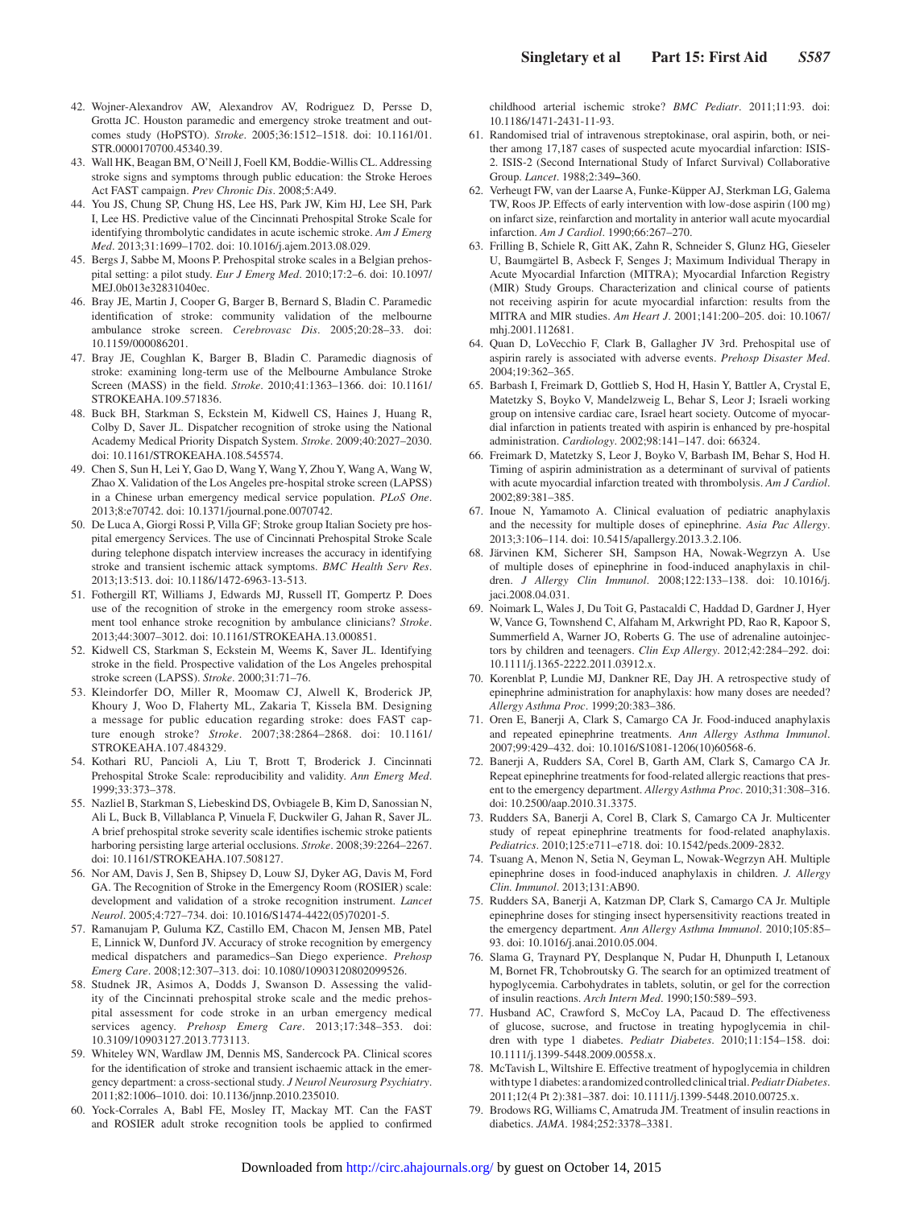42. Wojner-Alexandrov AW, Alexandrov AV, Rodriguez D, Persse D, Grotta JC. Houston paramedic and emergency stroke treatment and outcomes study (HoPSTO). *Stroke*. 2005;36:1512–1518. doi: 10.1161/01.STR.0000170700.45340.39.
43. Wall HK, Beagan BM, O'Neill J, Foell KM, Boddie-Willis CL. Addressing stroke signs and symptoms through public education: the Stroke Heroes Act FAST campaign. *Prev Chronic Dis*. 2008;5:A49.
44. You JS, Chung SP, Chung HS, Lee HS, Park JW, Kim HJ, Lee SH, Park I, Lee HS. Predictive value of the Cincinnati Prehospital Stroke Scale for identifying thrombolytic candidates in acute ischemic stroke. *Am J Emerg Med*. 2013;31:1699–1702. doi: 10.1016/j.ajem.2013.08.029.
45. Bergs J, Sabbe M, Moons P. Prehospital stroke scales in a Belgian prehospital setting: a pilot study. *Eur J Emerg Med*. 2010;17:2–6. doi: 10.1097/MEJ.0b013e32831040ec.
46. Bray JE, Martin J, Cooper G, Barger B, Bernard S, Bladin C. Paramedic identification of stroke: community validation of the melbourne ambulance stroke screen. *Cerebrovasc Dis*. 2005;20:28–33. doi: 10.1159/000086201.
47. Bray JE, Coughlan K, Barger B, Bladin C. Paramedic diagnosis of stroke: examining long-term use of the Melbourne Ambulance Stroke Screen (MASS) in the field. *Stroke*. 2010;41:1363–1366. doi: 10.1161/STROKEAHA.109.571836.
48. Buck BH, Starkman S, Eckstein M, Kidwell CS, Haines J, Huang R, Colby D, Saver JL. Dispatcher recognition of stroke using the National Academy Medical Priority Dispatch System. *Stroke*. 2009;40:2027–2030. doi: 10.1161/STROKEAHA.108.545574.
49. Chen S, Sun H, Lei Y, Gao D, Wang Y, Wang Y, Zhou Y, Wang A, Wang W, Zhao X. Validation of the Los Angeles pre-hospital stroke screen (LAPSS) in a Chinese urban emergency medical service population. *PLoS One*. 2013;8:e70742. doi: 10.1371/journal.pone.0070742.
50. De Luca A, Giorgi Rossi P, Villa GF; Stroke group Italian Society pre hospital emergency Services. The use of Cincinnati Prehospital Stroke Scale during telephone dispatch interview increases the accuracy in identifying stroke and transient ischemic attack symptoms. *BMC Health Serv Res*. 2013;13:513. doi: 10.1186/1472-6963-13-513.
51. Fothergill RT, Williams J, Edwards MJ, Russell IT, Gompertz P. Does use of the recognition of stroke in the emergency room stroke assessment tool enhance stroke recognition by ambulance clinicians? *Stroke*. 2013;44:3007–3012. doi: 10.1161/STROKEAHA.13.000851.
52. Kidwell CS, Starkman S, Eckstein M, Weems K, Saver JL. Identifying stroke in the field. Prospective validation of the Los Angeles prehospital stroke screen (LAPSS). *Stroke*. 2000;31:71–76.
53. Kleindorfer DO, Miller R, Moomaw CJ, Alwell K, Broderick JP, Khoury J, Woo D, Flaherty ML, Zakaria T, Kissela BM. Designing a message for public education regarding stroke: does FAST capture enough stroke? *Stroke*. 2007;38:2864–2868. doi: 10.1161/STROKEAHA.107.484329.
54. Kothari RU, Pancioli A, Liu T, Brott T, Broderick J. Cincinnati Prehospital Stroke Scale: reproducibility and validity. *Ann Emerg Med*. 1999;33:373–378.
55. Nazliel B, Starkman S, Liebeskind DS, Ovbiagele B, Kim D, Sanossian N, Ali L, Buck B, Villablanca P, Vinuela F, Duckwiler G, Jahan R, Saver JL. A brief prehospital stroke severity scale identifies ischemic stroke patients harboring persisting large arterial occlusions. *Stroke*. 2008;39:2264–2267. doi: 10.1161/STROKEAHA.107.508127.
56. Nor AM, Davis J, Sen B, Shipsey D, Louw SJ, Dyker AG, Davis M, Ford GA. The Recognition of Stroke in the Emergency Room (ROSIER) scale: development and validation of a stroke recognition instrument. *Lancet Neurol*. 2005;4:727–734. doi: 10.1016/S1474-4422(05)70201-5.
57. Ramanujam P, Guluma KZ, Castillo EM, Chacon M, Jensen MB, Patel E, Linnick W, Dunford JV. Accuracy of stroke recognition by emergency medical dispatchers and paramedics–San Diego experience. *Prehosp Emerg Care*. 2008;12:307–313. doi: 10.1080/10903120802099526.
58. Studnek JR, Asimos A, Dodds J, Swanson D. Assessing the validity of the Cincinnati prehospital stroke scale and the medic prehospital assessment for code stroke in an urban emergency medical services agency. *Prehosp Emerg Care*. 2013;17:348–353. doi: 10.3109/10903127.2013.773113.
59. Whiteley WN, Wardlaw JM, Dennis MS, Sandercock PA. Clinical scores for the identification of stroke and transient ischaemic attack in the emergency department: a cross-sectional study. *J Neurol Neurosurg Psychiatry*. 2011;82:1006–1010. doi: 10.1136/jnnp.2010.235010.
60. Yock-Corrales A, Babl FE, Mosley IT, Mackay MT. Can the FAST and ROSIER adult stroke recognition tools be applied to confirmed childhood arterial ischemic stroke? *BMC Pediatr*. 2011;11:93. doi: 10.1186/1471-2431-11-93.
61. Randomised trial of intravenous streptokinase, oral aspirin, both, or neither among 17,187 cases of suspected acute myocardial infarction: ISIS-2. ISIS-2 (Second International Study of Infarct Survival) Collaborative Group. *Lancet*. 1988;2:349–360.
62. Verheugt FW, van der Laarse A, Funke-Küpper AJ, Sterkman LG, Galema TW, Roos JP. Effects of early intervention with low-dose aspirin (100 mg) on infarct size, reinfarction and mortality in anterior wall acute myocardial infarction. *Am J Cardiol*. 1990;66:267–270.
63. Frilling B, Schiele R, Gitt AK, Zahn R, Schneider S, Glunz HG, Gieseler U, Baumgärtel B, Asbeck F, Senges J; Maximum Individual Therapy in Acute Myocardial Infarction (MITRA); Myocardial Infarction Registry (MIR) Study Groups. Characterization and clinical course of patients not receiving aspirin for acute myocardial infarction: results from the MITRA and MIR studies. *Am Heart J*. 2001;141:200–205. doi: 10.1067/mhj.2001.112681.
64. Quan D, LoVecchio F, Clark B, Gallagher JV 3rd. Prehospital use of aspirin rarely is associated with adverse events. *Prehosp Disaster Med*. 2004;19:362–365.
65. Barbash I, Freimark D, Gottlieb S, Hod H, Hasin Y, Battler A, Crystal E, Matetzky S, Boyko V, Mandelzweig L, Behar S, Leor J; Israeli working group on intensive cardiac care, Israel heart society. Outcome of myocardial infarction in patients treated with aspirin is enhanced by pre-hospital administration. *Cardiology*. 2002;98:141–147. doi: 66324.
66. Freimark D, Matetzky S, Leor J, Boyko V, Barbash IM, Behar S, Hod H. Timing of aspirin administration as a determinant of survival of patients with acute myocardial infarction treated with thrombolysis. *Am J Cardiol*. 2002;89:381–385.
67. Inoue N, Yamamoto A. Clinical evaluation of pediatric anaphylaxis and the necessity for multiple doses of epinephrine. *Asia Pac Allergy*. 2013;3:106–114. doi: 10.5415/apallergy.2013.3.2.106.
68. Järvinen KM, Sicherer SH, Sampson HA, Nowak-Wegrzyn A. Use of multiple doses of epinephrine in food-induced anaphylaxis in children. *J Allergy Clin Immunol*. 2008;122:133–138. doi: 10.1016/j.jaci.2008.04.031.
69. Noimark L, Wales J, Du Toit G, Pastacaldi C, Haddad D, Gardner J, Hyer W, Vance G, Townshend C, Alfaham M, Arkwright PD, Rao R, Kapoor S, Summerfield A, Warner JO, Roberts G. The use of adrenaline autoinjectors by children and teenagers. *Clin Exp Allergy*. 2012;42:284–292. doi: 10.1111/j.1365-2222.2011.03912.x.
70. Korenblat P, Lundie MJ, Dankner RE, Day JH. A retrospective study of epinephrine administration for anaphylaxis: how many doses are needed? *Allergy Asthma Proc*. 1999;20:383–386.
71. Oren E, Banerji A, Clark S, Camargo CA Jr. Food-induced anaphylaxis and repeated epinephrine treatments. *Ann Allergy Asthma Immunol*. 2007;99:429–432. doi: 10.1016/S1081-1206(10)60568-6.
72. Banerji A, Rudders SA, Corel B, Garth AM, Clark S, Camargo CA Jr. Repeat epinephrine treatments for food-related allergic reactions that present to the emergency department. *Allergy Asthma Proc*. 2010;31:308–316. doi: 10.2500/aap.2010.31.3375.
73. Rudders SA, Banerji A, Corel B, Clark S, Camargo CA Jr. Multicenter study of repeat epinephrine treatments for food-related anaphylaxis. *Pediatrics*. 2010;125:e711–e718. doi: 10.1542/peds.2009-2832.
74. Tsuang A, Menon N, Setia N, Geyman L, Nowak-Wegrzyn AH. Multiple epinephrine doses in food-induced anaphylaxis in children. *J. Allergy Clin. Immunol*. 2013;131:AB90.
75. Rudders SA, Banerji A, Katzman DP, Clark S, Camargo CA Jr. Multiple epinephrine doses for stinging insect hypersensitivity reactions treated in the emergency department. *Ann Allergy Asthma Immunol*. 2010;105:85–93. doi: 10.1016/j.anai.2010.05.004.
76. Slama G, Traynard PY, Desplanque N, Pudar H, Dhunputh I, Letanoux M, Bornet FR, Tchobroutsky G. The search for an optimized treatment of hypoglycemia. Carbohydrates in tablets, solutin, or gel for the correction of insulin reactions. *Arch Intern Med*. 1990;150:589–593.
77. Husband AC, Crawford S, McCoy LA, Pacaud D. The effectiveness of glucose, sucrose, and fructose in treating hypoglycemia in children with type 1 diabetes. *Pediatr Diabetes*. 2010;11:154–158. doi: 10.1111/j.1399-5448.2009.00558.x.
78. McTavish L, Wiltshire E. Effective treatment of hypoglycemia in children with type 1 diabetes: a randomized controlled clinical trial. *Pediatr Diabetes*. 2011;12(4 Pt 2):381–387. doi: 10.1111/j.1399-5448.2010.00725.x.
79. Brodows RG, Williams C, Amatruda JM. Treatment of insulin reactions in diabetics. *JAMA*. 1984;252:3378–3381.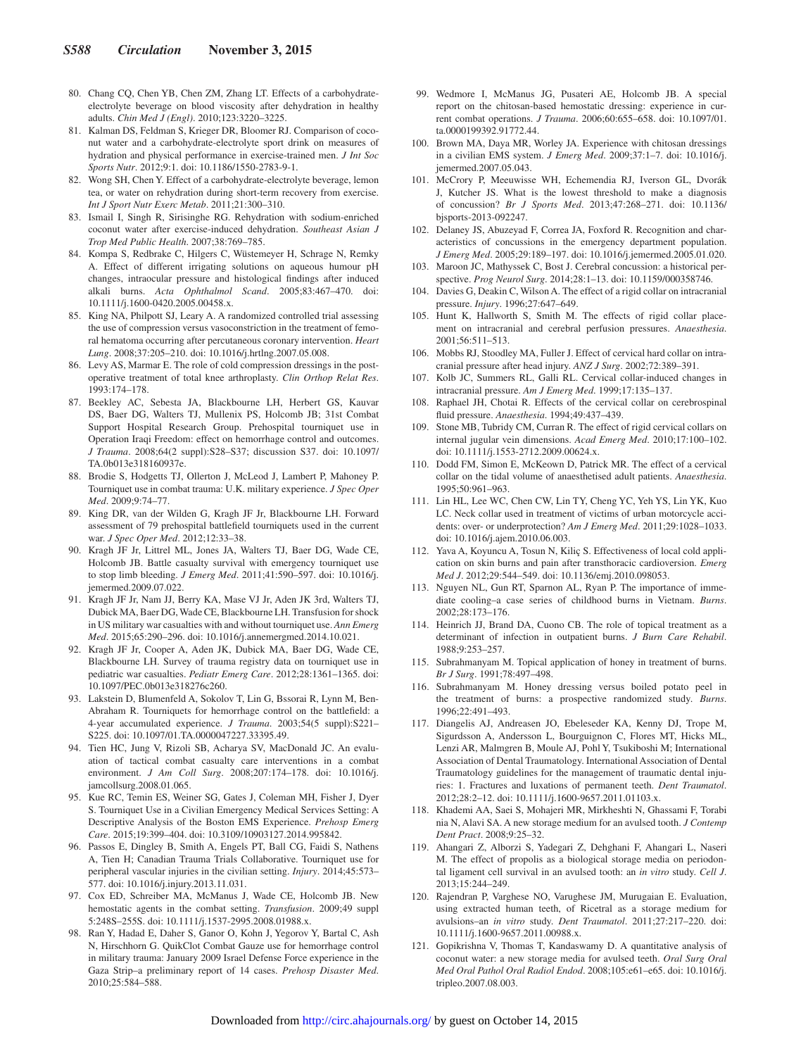80. Chang CQ, Chen YB, Chen ZM, Zhang LT. Effects of a carbohydrate-electrolyte beverage on blood viscosity after dehydration in healthy adults. *Chin Med J (Engl)*. 2010;123:3220–3225.
81. Kalman DS, Feldman S, Krieger DR, Bloomer RJ. Comparison of coconut water and a carbohydrate-electrolyte sport drink on measures of hydration and physical performance in exercise-trained men. *J Int Soc Sports Nutr*. 2012;9:1. doi: 10.1186/1550-2783-9-1.
82. Wong SH, Chen Y. Effect of a carbohydrate-electrolyte beverage, lemon tea, or water on rehydration during short-term recovery from exercise. *Int J Sport Nutr Exerc Metab*. 2011;21:300–310.
83. Ismail I, Singh R, Sirisinghe RG. Rehydration with sodium-enriched coconut water after exercise-induced dehydration. *Southeast Asian J Trop Med Public Health*. 2007;38:769–785.
84. Kompa S, Redbrake C, Hilgers C, Wüstemeyer H, Schrage N, Remky A. Effect of different irrigating solutions on aqueous humour pH changes, intraocular pressure and histological findings after induced alkali burns. *Acta Ophthalmol Scand*. 2005;83:467–470. doi: 10.1111/j.1600-0420.2005.00458.x.
85. King NA, Philpott SJ, Leary A. A randomized controlled trial assessing the use of compression versus vasoconstriction in the treatment of femoral hematoma occurring after percutaneous coronary intervention. *Heart Lung*. 2008;37:205–210. doi: 10.1016/j.hrtlng.2007.05.008.
86. Levy AS, Marmar E. The role of cold compression dressings in the postoperative treatment of total knee arthroplasty. *Clin Orthop Relat Res*. 1993:174–178.
87. Beekley AC, Sebesta JA, Blackbourne LH, Herbert GS, Kauvar DS, Baer DG, Walters TJ, Mullenix PS, Holcomb JB; 31st Combat Support Hospital Research Group. Prehospital tourniquet use in Operation Iraqi Freedom: effect on hemorrhage control and outcomes. *J Trauma*. 2008;64(2 suppl):S28–S37; discussion S37. doi: 10.1097/TA.0b013e318160937e.
88. Brodie S, Hodgetts TJ, Ollerton J, McLeod J, Lambert P, Mahoney P. Tourniquet use in combat trauma: U.K. military experience. *J Spec Oper Med*. 2009;9:74–77.
89. King DR, van der Wilden G, Kragh JF Jr, Blackbourne LH. Forward assessment of 79 prehospital battlefield tourniquets used in the current war. *J Spec Oper Med*. 2012;12:33–38.
90. Kragh JF Jr, Littrel ML, Jones JA, Walters TJ, Baer DG, Wade CE, Holcomb JB. Battle casualty survival with emergency tourniquet use to stop limb bleeding. *J Emerg Med*. 2011;41:590–597. doi: 10.1016/j.jemermed.2009.07.022.
91. Kragh JF Jr, Nam JJ, Berry KA, Mase VJ Jr, Aden JK 3rd, Walters TJ, Dubick MA, Baer DG, Wade CE, Blackbourne LH. Transfusion for shock in US military war casualties with and without tourniquet use. *Ann Emerg Med*. 2015;65:290–296. doi: 10.1016/j.annemergmed.2014.10.021.
92. Kragh JF Jr, Cooper A, Aden JK, Dubick MA, Baer DG, Wade CE, Blackbourne LH. Survey of trauma registry data on tourniquet use in pediatric war casualties. *Pediatr Emerg Care*. 2012;28:1361–1365. doi: 10.1097/PEC.0b013e318276c260.
93. Lakstein D, Blumenfeld A, Sokolov T, Lin G, Bssorai R, Lynn M, Ben-Abraham R. Tourniquets for hemorrhage control on the battlefield: a 4-year accumulated experience. *J Trauma*. 2003;54(5 suppl):S221–S225. doi: 10.1097/01.TA.0000047227.33395.49.
94. Tien HC, Jung V, Rizoli SB, Acharya SV, MacDonald JC. An evaluation of tactical combat casualty care interventions in a combat environment. *J Am Coll Surg*. 2008;207:174–178. doi: 10.1016/j.jamcollsurg.2008.01.065.
95. Kue RC, Temin ES, Weiner SG, Gates J, Coleman MH, Fisher J, Dyer S. Tourniquet Use in a Civilian Emergency Medical Services Setting: A Descriptive Analysis of the Boston EMS Experience. *Prehosp Emerg Care*. 2015;19:399–404. doi: 10.3109/10903127.2014.995842.
96. Passos E, Dingley B, Smith A, Engels PT, Ball CG, Faidi S, Nathens A, Tien H; Canadian Trauma Trials Collaborative. Tourniquet use for peripheral vascular injuries in the civilian setting. *Injury*. 2014;45:573–577. doi: 10.1016/j.injury.2013.11.031.
97. Cox ED, Schreiber MA, McManus J, Wade CE, Holcomb JB. New hemostatic agents in the combat setting. *Transfusion*. 2009;49 suppl 5:248S–255S. doi: 10.1111/j.1537-2995.2008.01988.x.
98. Ran Y, Hadad E, Daher S, Ganor O, Kohn J, Yegorov Y, Bartal C, Ash N, Hirschhorn G. QuikClot Combat Gauze use for hemorrhage control in military trauma: January 2009 Israel Defense Force experience in the Gaza Strip–a preliminary report of 14 cases. *Prehosp Disaster Med*. 2010;25:584–588.
99. Wedmore I, McManus JG, Pusateri AE, Holcomb JB. A special report on the chitosan-based hemostatic dressing: experience in current combat operations. *J Trauma*. 2006;60:655–658. doi: 10.1097/01.ta.0000199392.91772.44.
100. Brown MA, Daya MR, Worley JA. Experience with chitosan dressings in a civilian EMS system. *J Emerg Med*. 2009;37:1–7. doi: 10.1016/j.jemermed.2007.05.043.
101. McCrory P, Meeuwisse WH, Echemendia RJ, Iverson GL, Dvorák J, Kutcher JS. What is the lowest threshold to make a diagnosis of concussion? *Br J Sports Med*. 2013;47:268–271. doi: 10.1136/bjsports-2013-092247.
102. Delaney JS, Abuzeyad F, Correa JA, Foxford R. Recognition and characteristics of concussions in the emergency department population. *J Emerg Med*. 2005;29:189–197. doi: 10.1016/j.jemermed.2005.01.020.
103. Maroon JC, Mathyssek C, Bost J. Cerebral concussion: a historical perspective. *Prog Neurol Surg*. 2014;28:1–13. doi: 10.1159/000358746.
104. Davies G, Deakin C, Wilson A. The effect of a rigid collar on intracranial pressure. *Injury*. 1996;27:647–649.
105. Hunt K, Hallworth S, Smith M. The effects of rigid collar placement on intracranial and cerebral perfusion pressures. *Anaesthesia*. 2001;56:511–513.
106. Mobbs RJ, Stoodley MA, Fuller J. Effect of cervical hard collar on intracranial pressure after head injury. *ANZ J Surg*. 2002;72:389–391.
107. Kolb JC, Summers RL, Galli RL. Cervical collar-induced changes in intracranial pressure. *Am J Emerg Med*. 1999;17:135–137.
108. Raphael JH, Chotai R. Effects of the cervical collar on cerebrospinal fluid pressure. *Anaesthesia*. 1994;49:437–439.
109. Stone MB, Tubridy CM, Curran R. The effect of rigid cervical collars on internal jugular vein dimensions. *Acad Emerg Med*. 2010;17:100–102. doi: 10.1111/j.1553-2712.2009.00624.x.
110. Dodd FM, Simon E, McKeown D, Patrick MR. The effect of a cervical collar on the tidal volume of anaesthetised adult patients. *Anaesthesia*. 1995;50:961–963.
111. Lin HL, Lee WC, Chen CW, Lin TY, Cheng YC, Yeh YS, Lin YK, Kuo LC. Neck collar used in treatment of victims of urban motorcycle accidents: over- or underprotection? *Am J Emerg Med*. 2011;29:1028–1033. doi: 10.1016/j.ajem.2010.06.003.
112. Yava A, Koyuncu A, Tosun N, Kiliç S. Effectiveness of local cold application on skin burns and pain after transthoracic cardioversion. *Emerg Med J*. 2012;29:544–549. doi: 10.1136/emj.2010.098053.
113. Nguyen NL, Gun RT, Sparnon AL, Ryan P. The importance of immediate cooling–a case series of childhood burns in Vietnam. *Burns*. 2002;28:173–176.
114. Heinrich JJ, Brand DA, Cuono CB. The role of topical treatment as a determinant of infection in outpatient burns. *J Burn Care Rehabil*. 1988;9:253–257.
115. Subrahmanyam M. Topical application of honey in treatment of burns. *Br J Surg*. 1991;78:497–498.
116. Subrahmanyam M. Honey dressing versus boiled potato peel in the treatment of burns: a prospective randomized study. *Burns*. 1996;22:491–493.
117. Diangelis AJ, Andreasen JO, Ebeleseder KA, Kenny DJ, Trope M, Sigurdsson A, Andersson L, Bourguignon C, Flores MT, Hicks ML, Lenzi AR, Malmgren B, Moule AJ, Pohl Y, Tsukiboshi M; International Association of Dental Traumatology. International Association of Dental Traumatology guidelines for the management of traumatic dental injuries: 1. Fractures and luxations of permanent teeth. *Dent Traumatol*. 2012;28:2–12. doi: 10.1111/j.1600-9657.2011.01103.x.
118. Khademi AA, Saei S, Mohajeri MR, Mirkheshti N, Ghassami F, Torabi nia N, Alavi SA. A new storage medium for an avulsed tooth. *J Contemp Dent Pract*. 2008;9:25–32.
119. Ahangari Z, Alborzi S, Yadegari Z, Dehghani F, Ahangari L, Naseri M. The effect of propolis as a biological storage media on periodontal ligament cell survival in an avulsed tooth: an *in vitro* study. *Cell J*. 2013;15:244–249.
120. Rajendran P, Varghese NO, Varughese JM, Murugaian E. Evaluation, using extracted human teeth, of Ricetral as a storage medium for avulsions–an *in vitro* study. *Dent Traumatol*. 2011;27:217–220. doi: 10.1111/j.1600-9657.2011.00988.x.
121. Gopikrishna V, Thomas T, Kandaswamy D. A quantitative analysis of coconut water: a new storage media for avulsed teeth. *Oral Surg Oral Med Oral Pathol Oral Radiol Endod*. 2008;105:e61–e65. doi: 10.1016/j.tripleo.2007.08.003.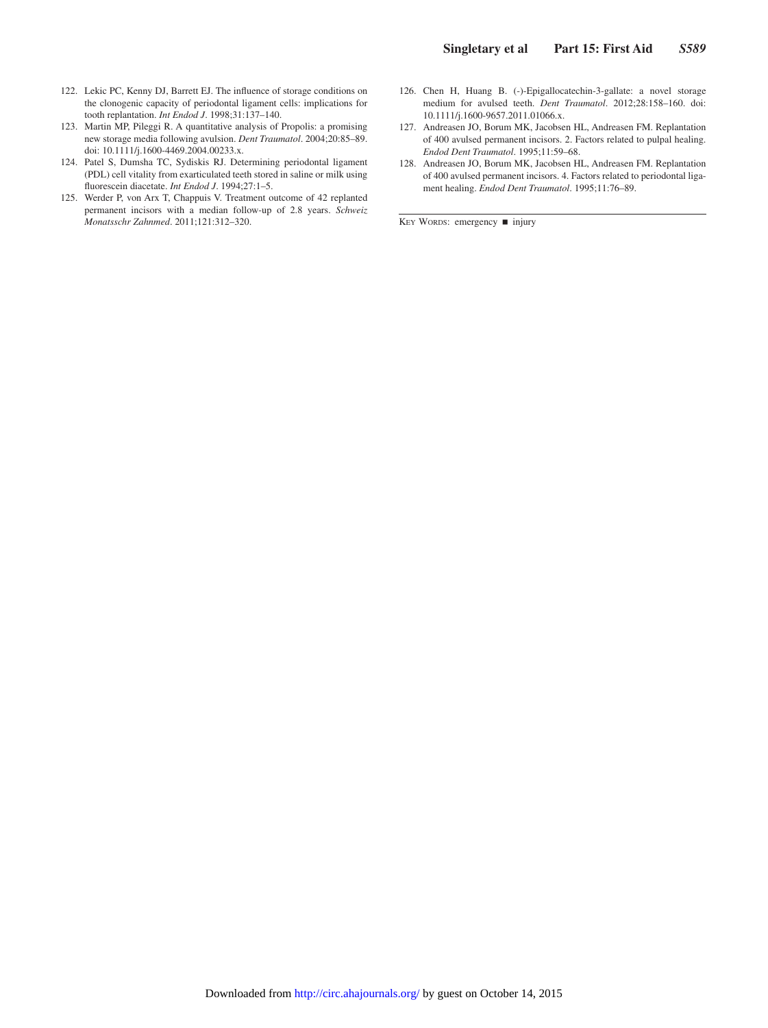122. Lekic PC, Kenny DJ, Barrett EJ. The influence of storage conditions on the clonogenic capacity of periodontal ligament cells: implications for tooth replantation. *Int Endod J*. 1998;31:137–140.
123. Martin MP, Pileggi R. A quantitative analysis of Propolis: a promising new storage media following avulsion. *Dent Traumatol*. 2004;20:85–89. doi: 10.1111/j.1600-4469.2004.00233.x.
124. Patel S, Dumsha TC, Sydiskis RJ. Determining periodontal ligament (PDL) cell vitality from exarticulated teeth stored in saline or milk using fluorescein diacetate. *Int Endod J*. 1994;27:1–5.
125. Werder P, von Arx T, Chappuis V. Treatment outcome of 42 replanted permanent incisors with a median follow-up of 2.8 years. *Schweiz Monatsschr Zahnmed*. 2011;121:312–320.
126. Chen H, Huang B. (-)-Epigallocatechin-3-gallate: a novel storage medium for avulsed teeth. *Dent Traumatol*. 2012;28:158–160. doi: 10.1111/j.1600-9657.2011.01066.x.
127. Andreasen JO, Borum MK, Jacobsen HL, Andreasen FM. Replantation of 400 avulsed permanent incisors. 2. Factors related to pulpal healing. *Endod Dent Traumatol*. 1995;11:59–68.
128. Andreasen JO, Borum MK, Jacobsen HL, Andreasen FM. Replantation of 400 avulsed permanent incisors. 4. Factors related to periodontal ligament healing. *Endod Dent Traumatol*. 1995;11:76–89.

KEY WORDS: emergency ■ injury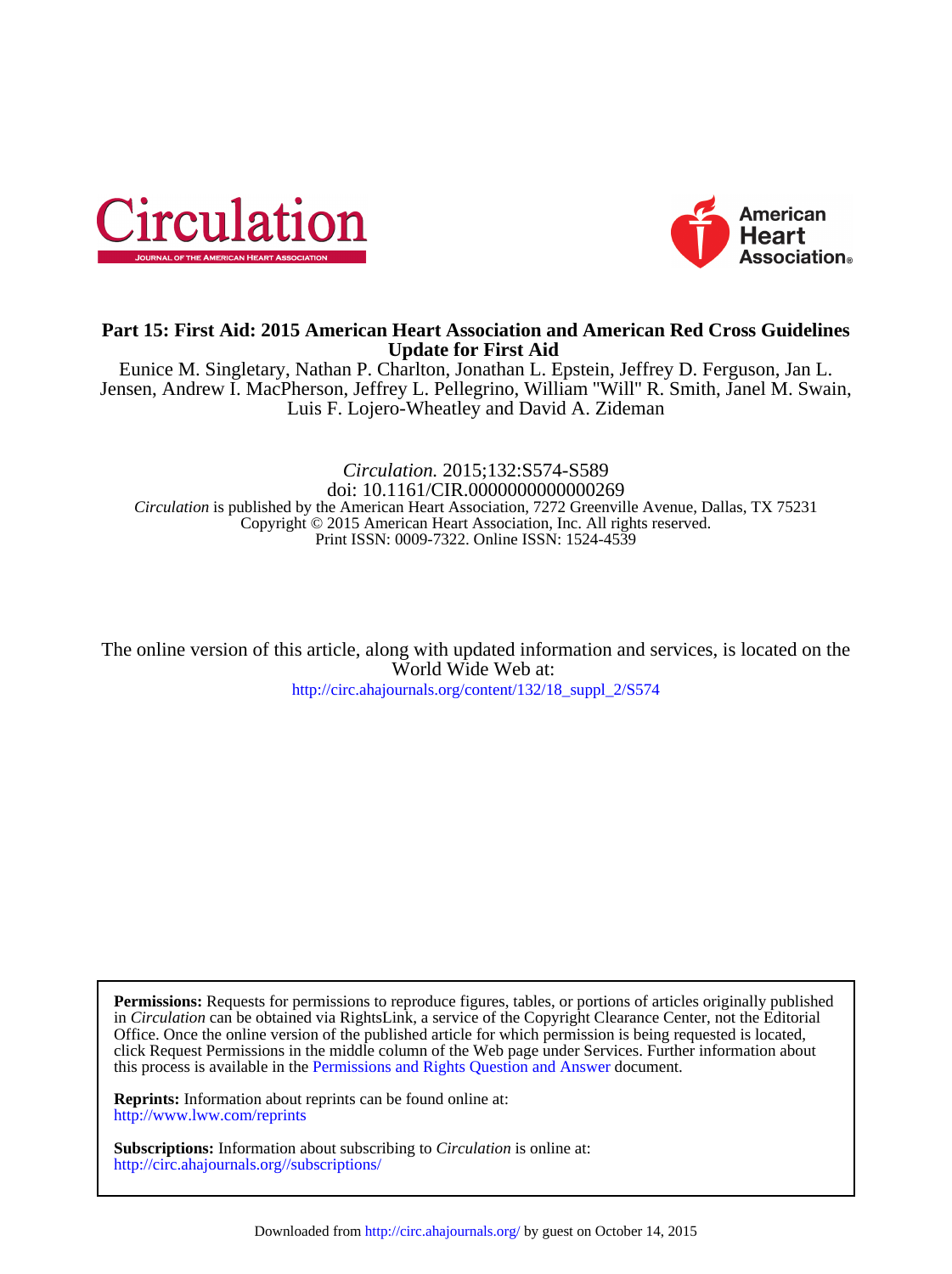**Part 15: First Aid: 2015 American Heart Association and American Red Cross Guidelines Update for First Aid**

Eunice M. Singletary, Nathan P. Charlton, Jonathan L. Epstein, Jeffrey D. Ferguson, Jan L. Jensen, Andrew I. MacPherson, Jeffrey L. Pellegrino, William "Will" R. Smith, Janel M. Swain, Luis F. Lojero-Wheatley and David A. Zideman

*Circulation.* 2015;132:S574-S589

doi: 10.1161/CIR.0000000000000269

*Circulation* is published by the American Heart Association, 7272 Greenville Avenue, Dallas, TX 75231

Copyright © 2015 American Heart Association, Inc. All rights reserved.

Print ISSN: 0009-7322. Online ISSN: 1524-4539

The online version of this article, along with updated information and services, is located on the World Wide Web at:

http://circ.ahajournals.org/content/132/18_suppl_2/S574

**Permissions:** Requests for permissions to reproduce figures, tables, or portions of articles originally published in *Circulation* can be obtained via RightsLink, a service of the Copyright Clearance Center, not the Editorial Office. Once the online version of the published article for which permission is being requested is located, click Request Permissions in the middle column of the Web page under Services. Further information about this process is available in the Permissions and Rights Question and Answer document.

**Reprints:** Information about reprints can be found online at:
http://www.lww.com/reprints

**Subscriptions:** Information about subscribing to *Circulation* is online at:
http://circ.ahajournals.org//subscriptions/